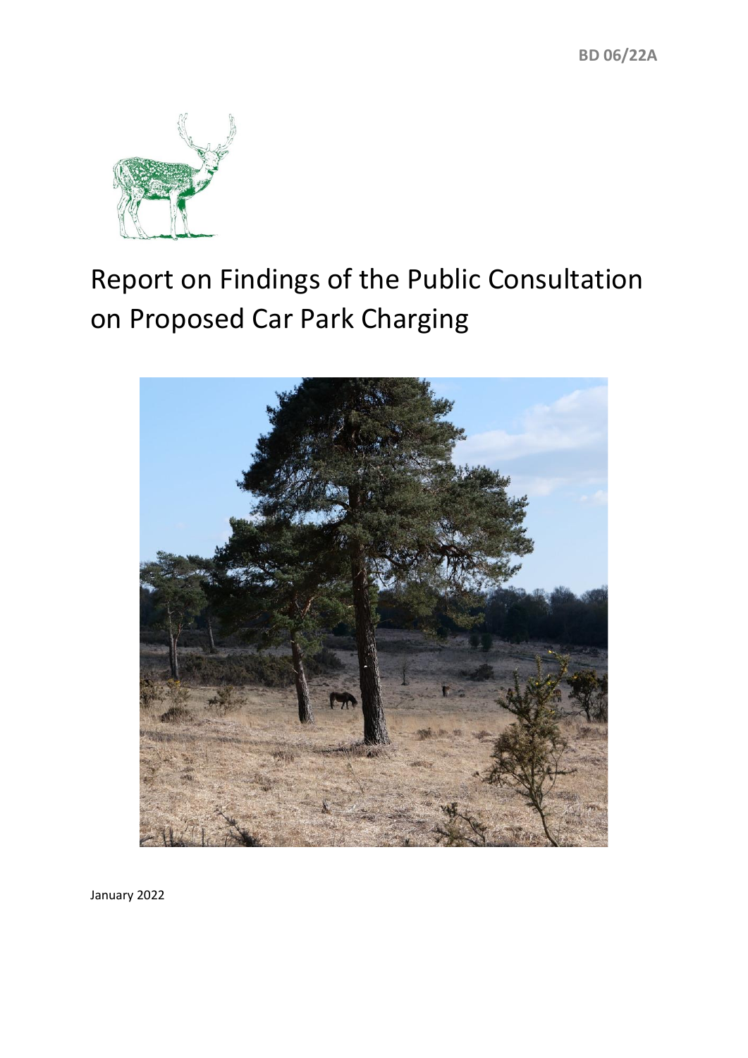BD 06/22A

# Report on Findings of the Public Consultation on Proposed Car Park Charging

January 2022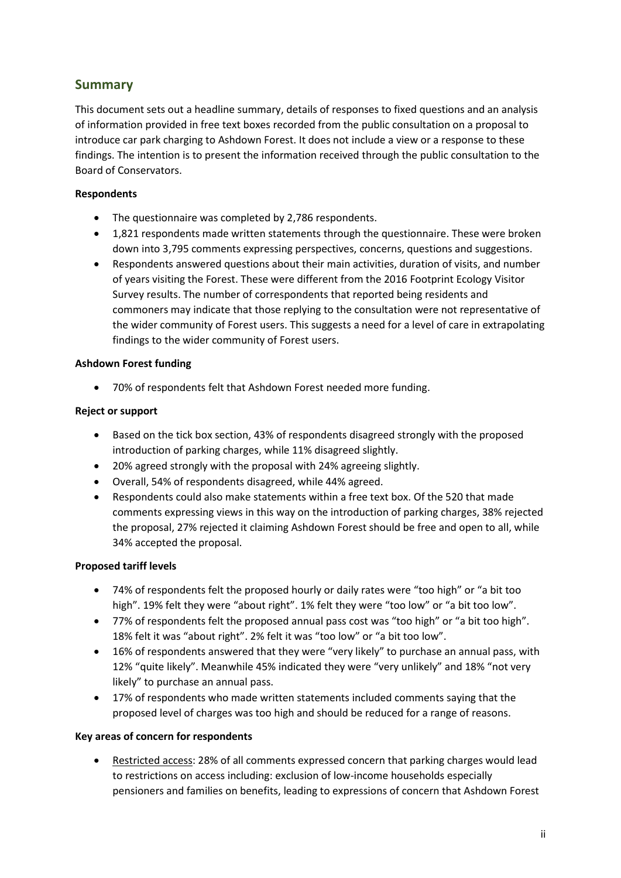## Summary

This document sets out a headline summary, details of responses to fixed questions and an analysis of information provided in free text boxes recorded from the public consultation on a proposal to introduce car park charging to Ashdown Forest. It does not include a view or a response to these findings. The intention is to present the information received through the public consultation to the Board of Conservators.

**Respondents**

- The questionnaire was completed by 2,786 respondents.
- 1,821 respondents made written statements through the questionnaire. These were broken down into 3,795 comments expressing perspectives, concerns, questions and suggestions.
- Respondents answered questions about their main activities, duration of visits, and number of years visiting the Forest. These were different from the 2016 Footprint Ecology Visitor Survey results. The number of correspondents that reported being residents and commoners may indicate that those replying to the consultation were not representative of the wider community of Forest users. This suggests a need for a level of care in extrapolating findings to the wider community of Forest users.

**Ashdown Forest funding**

- 70% of respondents felt that Ashdown Forest needed more funding.

**Reject or support**

- Based on the tick box section, 43% of respondents disagreed strongly with the proposed introduction of parking charges, while 11% disagreed slightly.
- 20% agreed strongly with the proposal with 24% agreeing slightly.
- Overall, 54% of respondents disagreed, while 44% agreed.
- Respondents could also make statements within a free text box. Of the 520 that made comments expressing views in this way on the introduction of parking charges, 38% rejected the proposal, 27% rejected it claiming Ashdown Forest should be free and open to all, while 34% accepted the proposal.

**Proposed tariff levels**

- 74% of respondents felt the proposed hourly or daily rates were "too high" or "a bit too high". 19% felt they were "about right". 1% felt they were "too low" or "a bit too low".
- 77% of respondents felt the proposed annual pass cost was "too high" or "a bit too high". 18% felt it was "about right". 2% felt it was "too low" or "a bit too low".
- 16% of respondents answered that they were "very likely" to purchase an annual pass, with 12% "quite likely". Meanwhile 45% indicated they were "very unlikely" and 18% "not very likely" to purchase an annual pass.
- 17% of respondents who made written statements included comments saying that the proposed level of charges was too high and should be reduced for a range of reasons.

**Key areas of concern for respondents**

- Restricted access: 28% of all comments expressed concern that parking charges would lead to restrictions on access including: exclusion of low-income households especially pensioners and families on benefits, leading to expressions of concern that Ashdown Forest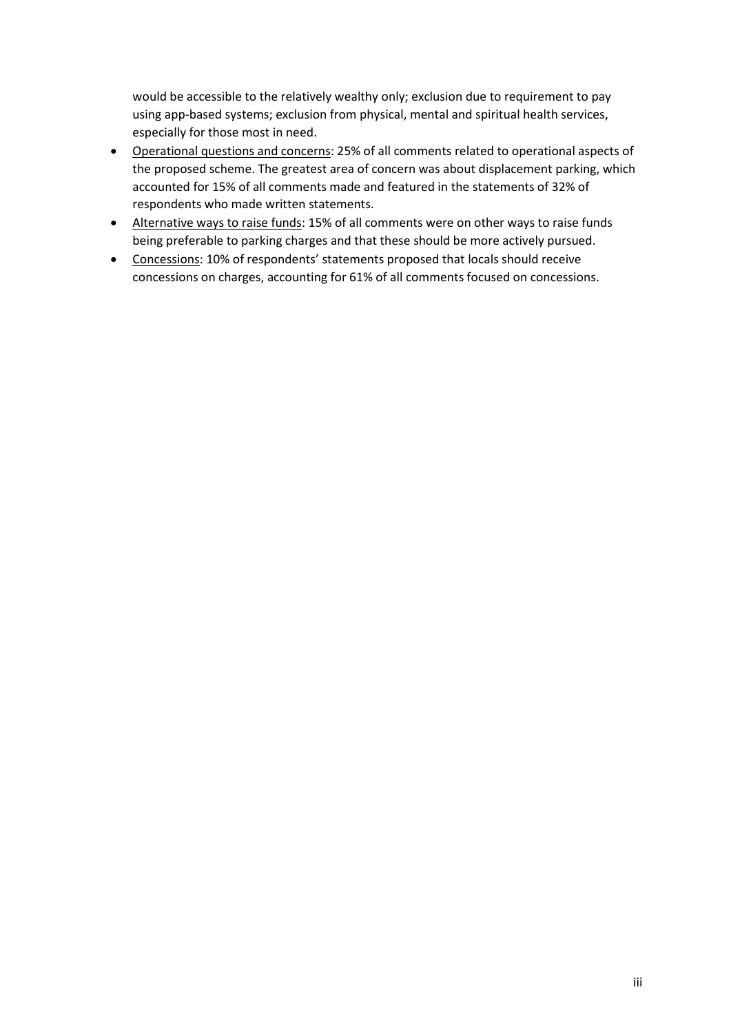would be accessible to the relatively wealthy only; exclusion due to requirement to pay using app-based systems; exclusion from physical, mental and spiritual health services, especially for those most in need.

- <u>Operational questions and concerns</u>: 25% of all comments related to operational aspects of the proposed scheme. The greatest area of concern was about displacement parking, which accounted for 15% of all comments made and featured in the statements of 32% of respondents who made written statements.
- <u>Alternative ways to raise funds</u>: 15% of all comments were on other ways to raise funds being preferable to parking charges and that these should be more actively pursued.
- <u>Concessions</u>: 10% of respondents' statements proposed that locals should receive concessions on charges, accounting for 61% of all comments focused on concessions.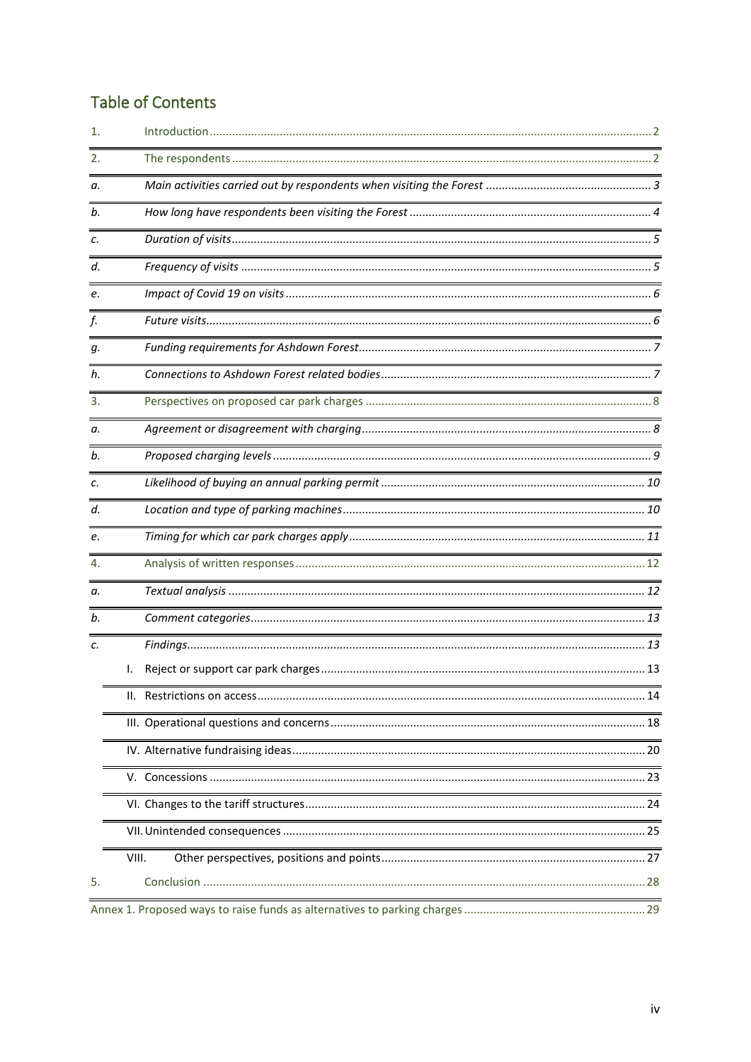## Table of Contents

1. Introduction ........ 2
2. The respondents ........ 2
   - *a. Main activities carried out by respondents when visiting the Forest ........ 3*
   - *b. How long have respondents been visiting the Forest ........ 4*
   - *c. Duration of visits ........ 5*
   - *d. Frequency of visits ........ 5*
   - *e. Impact of Covid 19 on visits ........ 6*
   - *f. Future visits ........ 6*
   - *g. Funding requirements for Ashdown Forest ........ 7*
   - *h. Connections to Ashdown Forest related bodies ........ 7*
3. Perspectives on proposed car park charges ........ 8
   - *a. Agreement or disagreement with charging ........ 8*
   - *b. Proposed charging levels ........ 9*
   - *c. Likelihood of buying an annual parking permit ........ 10*
   - *d. Location and type of parking machines ........ 10*
   - *e. Timing for which car park charges apply ........ 11*
4. Analysis of written responses ........ 12
   - *a. Textual analysis ........ 12*
   - *b. Comment categories ........ 13*
   - *c. Findings ........ 13*
     - I. Reject or support car park charges ........ 13
     - II. Restrictions on access ........ 14
     - III. Operational questions and concerns ........ 18
     - IV. Alternative fundraising ideas ........ 20
     - V. Concessions ........ 23
     - VI. Changes to the tariff structures ........ 24
     - VII. Unintended consequences ........ 25
     - VIII. Other perspectives, positions and points ........ 27
5. Conclusion ........ 28

Annex 1. Proposed ways to raise funds as alternatives to parking charges ........ 29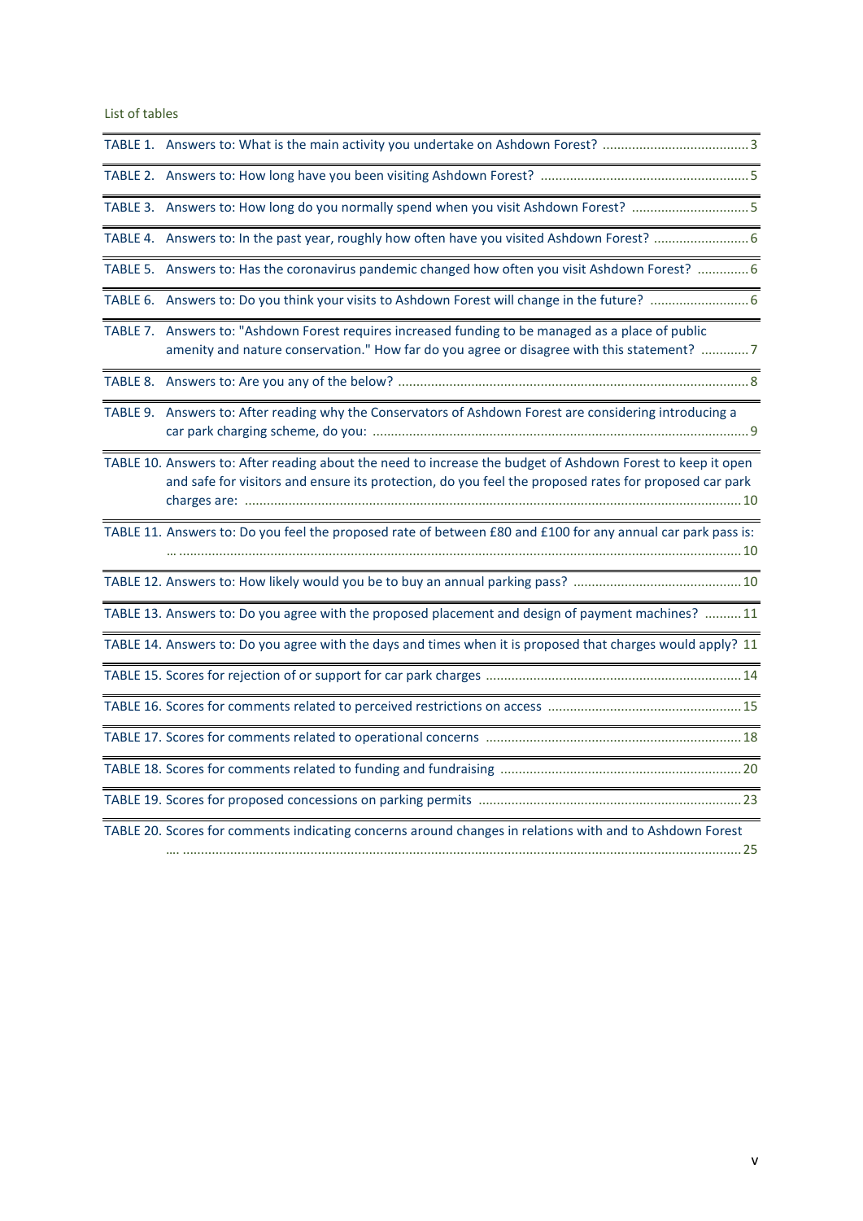List of tables

TABLE 1. Answers to: What is the main activity you undertake on Ashdown Forest? ........................................ 3

TABLE 2. Answers to: How long have you been visiting Ashdown Forest? ........................................................ 5

TABLE 3. Answers to: How long do you normally spend when you visit Ashdown Forest? ................................ 5

TABLE 4. Answers to: In the past year, roughly how often have you visited Ashdown Forest? .......................... 6

TABLE 5. Answers to: Has the coronavirus pandemic changed how often you visit Ashdown Forest? .............. 6

TABLE 6. Answers to: Do you think your visits to Ashdown Forest will change in the future? ........................... 6

TABLE 7. Answers to: "Ashdown Forest requires increased funding to be managed as a place of public amenity and nature conservation." How far do you agree or disagree with this statement? ............. 7

TABLE 8. Answers to: Are you any of the below? ............................................................................................... 8

TABLE 9. Answers to: After reading why the Conservators of Ashdown Forest are considering introducing a car park charging scheme, do you: ....................................................................................................... 9

TABLE 10. Answers to: After reading about the need to increase the budget of Ashdown Forest to keep it open and safe for visitors and ensure its protection, do you feel the proposed rates for proposed car park charges are: ......................................................................................................................... 10

TABLE 11. Answers to: Do you feel the proposed rate of between £80 and £100 for any annual car park pass is: … .......................................................................................................................................... 10

TABLE 12. Answers to: How likely would you be to buy an annual parking pass? ............................................. 10

TABLE 13. Answers to: Do you agree with the proposed placement and design of payment machines? .......... 11

TABLE 14. Answers to: Do you agree with the days and times when it is proposed that charges would apply? 11

TABLE 15. Scores for rejection of or support for car park charges ..................................................................... 14

TABLE 16. Scores for comments related to perceived restrictions on access ..................................................... 15

TABLE 17. Scores for comments related to operational concerns ..................................................................... 18

TABLE 18. Scores for comments related to funding and fundraising ................................................................. 20

TABLE 19. Scores for proposed concessions on parking permits ....................................................................... 23

TABLE 20. Scores for comments indicating concerns around changes in relations with and to Ashdown Forest …. ......................................................................................................................................... 25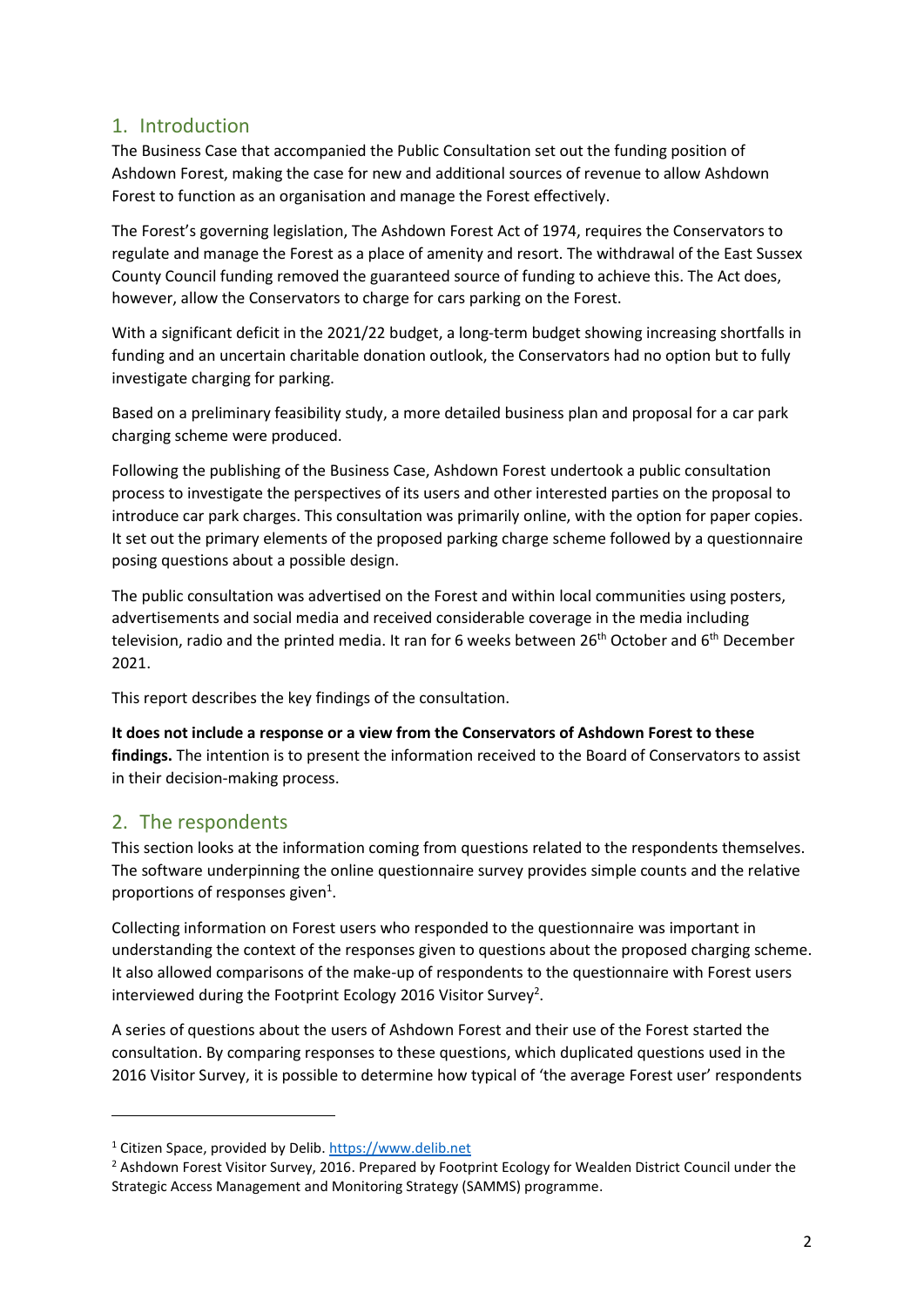## 1. Introduction

The Business Case that accompanied the Public Consultation set out the funding position of Ashdown Forest, making the case for new and additional sources of revenue to allow Ashdown Forest to function as an organisation and manage the Forest effectively.

The Forest's governing legislation, The Ashdown Forest Act of 1974, requires the Conservators to regulate and manage the Forest as a place of amenity and resort. The withdrawal of the East Sussex County Council funding removed the guaranteed source of funding to achieve this. The Act does, however, allow the Conservators to charge for cars parking on the Forest.

With a significant deficit in the 2021/22 budget, a long-term budget showing increasing shortfalls in funding and an uncertain charitable donation outlook, the Conservators had no option but to fully investigate charging for parking.

Based on a preliminary feasibility study, a more detailed business plan and proposal for a car park charging scheme were produced.

Following the publishing of the Business Case, Ashdown Forest undertook a public consultation process to investigate the perspectives of its users and other interested parties on the proposal to introduce car park charges. This consultation was primarily online, with the option for paper copies. It set out the primary elements of the proposed parking charge scheme followed by a questionnaire posing questions about a possible design.

The public consultation was advertised on the Forest and within local communities using posters, advertisements and social media and received considerable coverage in the media including television, radio and the printed media. It ran for 6 weeks between 26th October and 6th December 2021.

This report describes the key findings of the consultation.

**It does not include a response or a view from the Conservators of Ashdown Forest to these findings.** The intention is to present the information received to the Board of Conservators to assist in their decision-making process.

## 2. The respondents

This section looks at the information coming from questions related to the respondents themselves. The software underpinning the online questionnaire survey provides simple counts and the relative proportions of responses given[1].

Collecting information on Forest users who responded to the questionnaire was important in understanding the context of the responses given to questions about the proposed charging scheme. It also allowed comparisons of the make-up of respondents to the questionnaire with Forest users interviewed during the Footprint Ecology 2016 Visitor Survey[2].

A series of questions about the users of Ashdown Forest and their use of the Forest started the consultation. By comparing responses to these questions, which duplicated questions used in the 2016 Visitor Survey, it is possible to determine how typical of 'the average Forest user' respondents

---

[1] Citizen Space, provided by Delib. https://www.delib.net

[2] Ashdown Forest Visitor Survey, 2016. Prepared by Footprint Ecology for Wealden District Council under the Strategic Access Management and Monitoring Strategy (SAMMS) programme.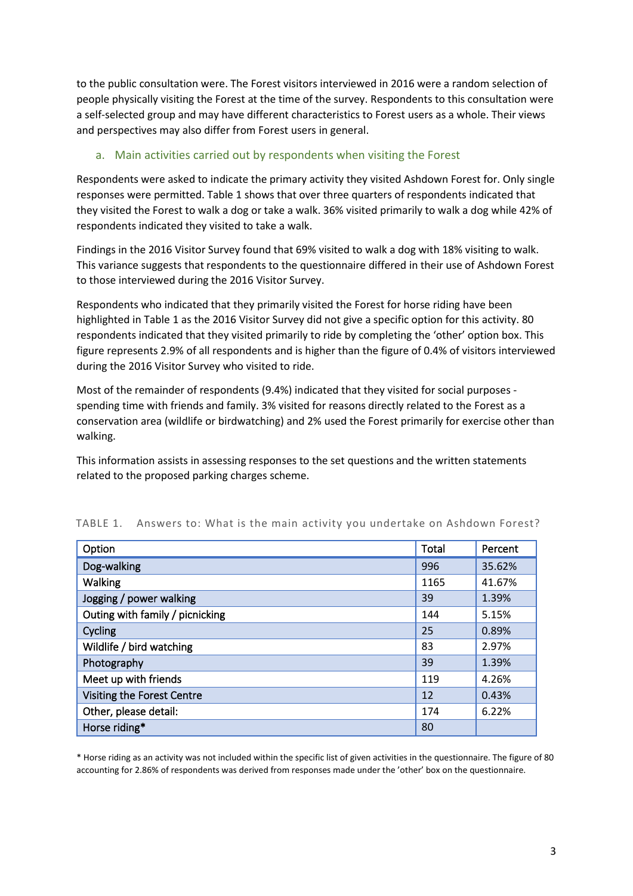to the public consultation were. The Forest visitors interviewed in 2016 were a random selection of people physically visiting the Forest at the time of the survey. Respondents to this consultation were a self-selected group and may have different characteristics to Forest users as a whole. Their views and perspectives may also differ from Forest users in general.

### a. Main activities carried out by respondents when visiting the Forest

Respondents were asked to indicate the primary activity they visited Ashdown Forest for. Only single responses were permitted. Table 1 shows that over three quarters of respondents indicated that they visited the Forest to walk a dog or take a walk. 36% visited primarily to walk a dog while 42% of respondents indicated they visited to take a walk.

Findings in the 2016 Visitor Survey found that 69% visited to walk a dog with 18% visiting to walk. This variance suggests that respondents to the questionnaire differed in their use of Ashdown Forest to those interviewed during the 2016 Visitor Survey.

Respondents who indicated that they primarily visited the Forest for horse riding have been highlighted in Table 1 as the 2016 Visitor Survey did not give a specific option for this activity. 80 respondents indicated that they visited primarily to ride by completing the 'other' option box. This figure represents 2.9% of all respondents and is higher than the figure of 0.4% of visitors interviewed during the 2016 Visitor Survey who visited to ride.

Most of the remainder of respondents (9.4%) indicated that they visited for social purposes - spending time with friends and family. 3% visited for reasons directly related to the Forest as a conservation area (wildlife or birdwatching) and 2% used the Forest primarily for exercise other than walking.

This information assists in assessing responses to the set questions and the written statements related to the proposed parking charges scheme.

TABLE 1. Answers to: What is the main activity you undertake on Ashdown Forest?

| Option | Total | Percent |
|---|---|---|
| Dog-walking | 996 | 35.62% |
| Walking | 1165 | 41.67% |
| Jogging / power walking | 39 | 1.39% |
| Outing with family / picnicking | 144 | 5.15% |
| Cycling | 25 | 0.89% |
| Wildlife / bird watching | 83 | 2.97% |
| Photography | 39 | 1.39% |
| Meet up with friends | 119 | 4.26% |
| Visiting the Forest Centre | 12 | 0.43% |
| Other, please detail: | 174 | 6.22% |
| Horse riding* | 80 | |

* Horse riding as an activity was not included within the specific list of given activities in the questionnaire. The figure of 80 accounting for 2.86% of respondents was derived from responses made under the 'other' box on the questionnaire.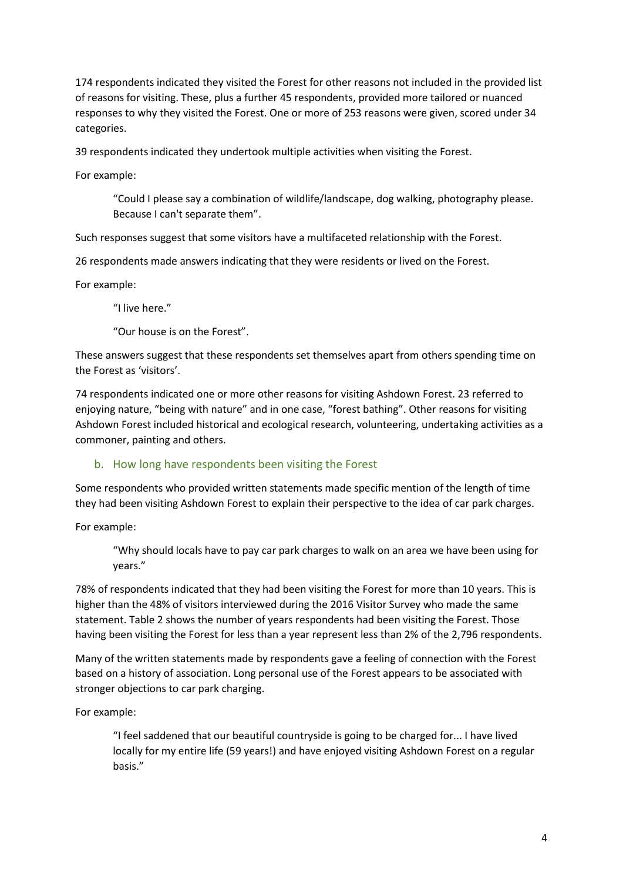174 respondents indicated they visited the Forest for other reasons not included in the provided list of reasons for visiting. These, plus a further 45 respondents, provided more tailored or nuanced responses to why they visited the Forest. One or more of 253 reasons were given, scored under 34 categories.

39 respondents indicated they undertook multiple activities when visiting the Forest.

For example:

> "Could I please say a combination of wildlife/landscape, dog walking, photography please. Because I can't separate them".

Such responses suggest that some visitors have a multifaceted relationship with the Forest.

26 respondents made answers indicating that they were residents or lived on the Forest.

For example:

> "I live here."
>
> "Our house is on the Forest".

These answers suggest that these respondents set themselves apart from others spending time on the Forest as 'visitors'.

74 respondents indicated one or more other reasons for visiting Ashdown Forest. 23 referred to enjoying nature, "being with nature" and in one case, "forest bathing". Other reasons for visiting Ashdown Forest included historical and ecological research, volunteering, undertaking activities as a commoner, painting and others.

### b. How long have respondents been visiting the Forest

Some respondents who provided written statements made specific mention of the length of time they had been visiting Ashdown Forest to explain their perspective to the idea of car park charges.

For example:

> "Why should locals have to pay car park charges to walk on an area we have been using for years."

78% of respondents indicated that they had been visiting the Forest for more than 10 years. This is higher than the 48% of visitors interviewed during the 2016 Visitor Survey who made the same statement. Table 2 shows the number of years respondents had been visiting the Forest. Those having been visiting the Forest for less than a year represent less than 2% of the 2,796 respondents.

Many of the written statements made by respondents gave a feeling of connection with the Forest based on a history of association. Long personal use of the Forest appears to be associated with stronger objections to car park charging.

For example:

> "I feel saddened that our beautiful countryside is going to be charged for... I have lived locally for my entire life (59 years!) and have enjoyed visiting Ashdown Forest on a regular basis."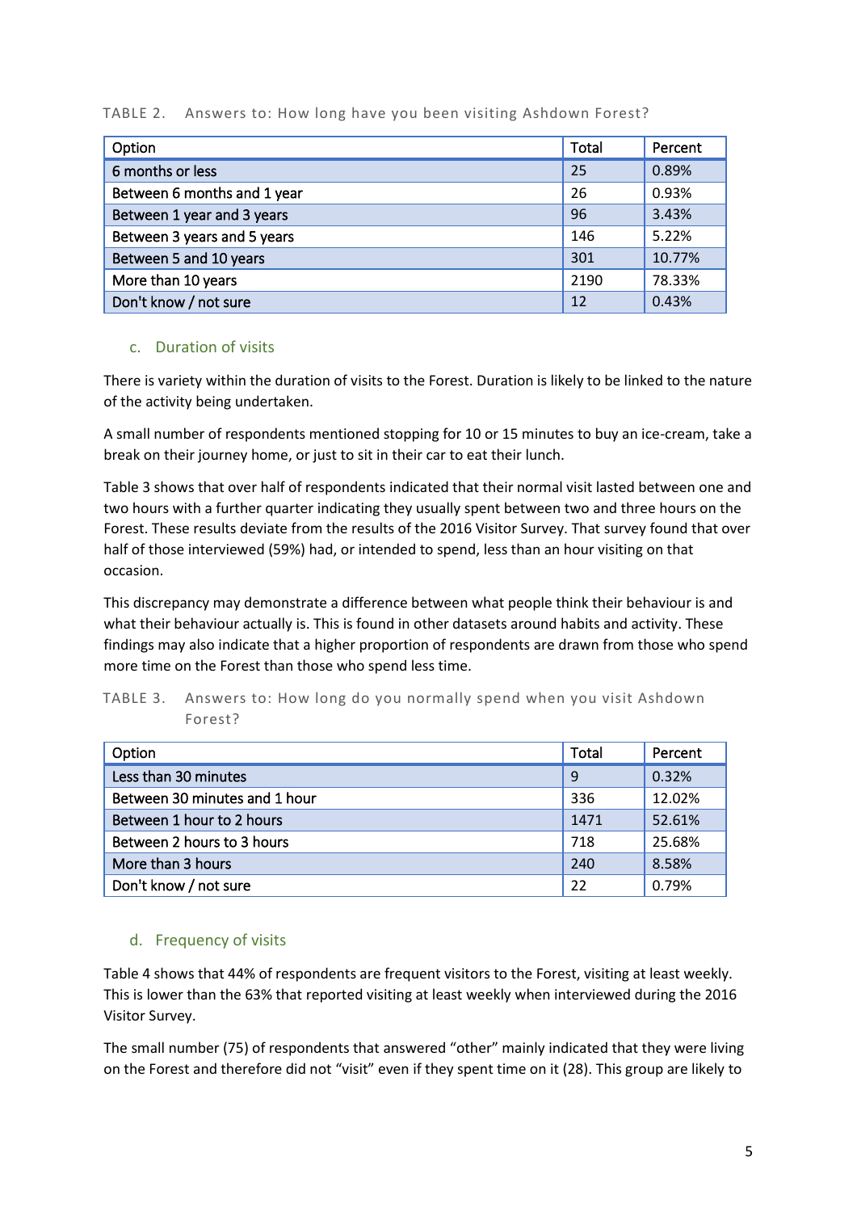TABLE 2. Answers to: How long have you been visiting Ashdown Forest?

| Option | Total | Percent |
|---|---|---|
| 6 months or less | 25 | 0.89% |
| Between 6 months and 1 year | 26 | 0.93% |
| Between 1 year and 3 years | 96 | 3.43% |
| Between 3 years and 5 years | 146 | 5.22% |
| Between 5 and 10 years | 301 | 10.77% |
| More than 10 years | 2190 | 78.33% |
| Don't know / not sure | 12 | 0.43% |

### c. Duration of visits

There is variety within the duration of visits to the Forest. Duration is likely to be linked to the nature of the activity being undertaken.

A small number of respondents mentioned stopping for 10 or 15 minutes to buy an ice-cream, take a break on their journey home, or just to sit in their car to eat their lunch.

Table 3 shows that over half of respondents indicated that their normal visit lasted between one and two hours with a further quarter indicating they usually spent between two and three hours on the Forest. These results deviate from the results of the 2016 Visitor Survey. That survey found that over half of those interviewed (59%) had, or intended to spend, less than an hour visiting on that occasion.

This discrepancy may demonstrate a difference between what people think their behaviour is and what their behaviour actually is. This is found in other datasets around habits and activity. These findings may also indicate that a higher proportion of respondents are drawn from those who spend more time on the Forest than those who spend less time.

TABLE 3. Answers to: How long do you normally spend when you visit Ashdown Forest?

| Option | Total | Percent |
|---|---|---|
| Less than 30 minutes | 9 | 0.32% |
| Between 30 minutes and 1 hour | 336 | 12.02% |
| Between 1 hour to 2 hours | 1471 | 52.61% |
| Between 2 hours to 3 hours | 718 | 25.68% |
| More than 3 hours | 240 | 8.58% |
| Don't know / not sure | 22 | 0.79% |

### d. Frequency of visits

Table 4 shows that 44% of respondents are frequent visitors to the Forest, visiting at least weekly. This is lower than the 63% that reported visiting at least weekly when interviewed during the 2016 Visitor Survey.

The small number (75) of respondents that answered "other" mainly indicated that they were living on the Forest and therefore did not "visit" even if they spent time on it (28). This group are likely to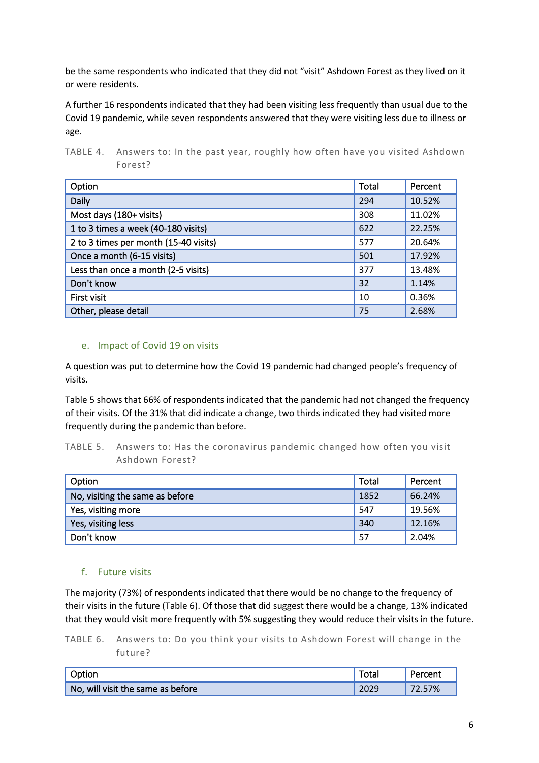be the same respondents who indicated that they did not "visit" Ashdown Forest as they lived on it or were residents.

A further 16 respondents indicated that they had been visiting less frequently than usual due to the Covid 19 pandemic, while seven respondents answered that they were visiting less due to illness or age.

TABLE 4. Answers to: In the past year, roughly how often have you visited Ashdown Forest?

| Option | Total | Percent |
|---|---|---|
| Daily | 294 | 10.52% |
| Most days (180+ visits) | 308 | 11.02% |
| 1 to 3 times a week (40-180 visits) | 622 | 22.25% |
| 2 to 3 times per month (15-40 visits) | 577 | 20.64% |
| Once a month (6-15 visits) | 501 | 17.92% |
| Less than once a month (2-5 visits) | 377 | 13.48% |
| Don't know | 32 | 1.14% |
| First visit | 10 | 0.36% |
| Other, please detail | 75 | 2.68% |

### e. Impact of Covid 19 on visits

A question was put to determine how the Covid 19 pandemic had changed people's frequency of visits.

Table 5 shows that 66% of respondents indicated that the pandemic had not changed the frequency of their visits. Of the 31% that did indicate a change, two thirds indicated they had visited more frequently during the pandemic than before.

TABLE 5. Answers to: Has the coronavirus pandemic changed how often you visit Ashdown Forest?

| Option | Total | Percent |
|---|---|---|
| No, visiting the same as before | 1852 | 66.24% |
| Yes, visiting more | 547 | 19.56% |
| Yes, visiting less | 340 | 12.16% |
| Don't know | 57 | 2.04% |

### f. Future visits

The majority (73%) of respondents indicated that there would be no change to the frequency of their visits in the future (Table 6). Of those that did suggest there would be a change, 13% indicated that they would visit more frequently with 5% suggesting they would reduce their visits in the future.

TABLE 6. Answers to: Do you think your visits to Ashdown Forest will change in the future?

| Option | Total | Percent |
|---|---|---|
| No, will visit the same as before | 2029 | 72.57% |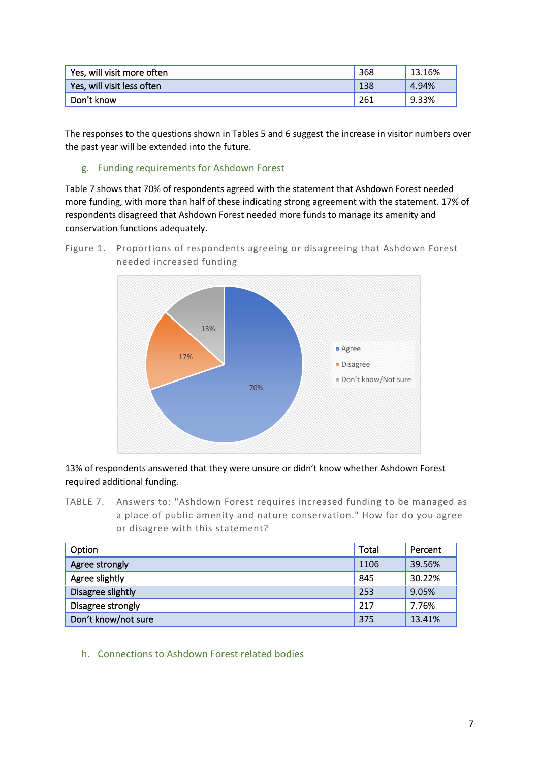| Yes, will visit more often | 368 | 13.16% |
|---|---|---|
| Yes, will visit less often | 138 | 4.94% |
| Don't know | 261 | 9.33% |

The responses to the questions shown in Tables 5 and 6 suggest the increase in visitor numbers over the past year will be extended into the future.

### g. Funding requirements for Ashdown Forest

Table 7 shows that 70% of respondents agreed with the statement that Ashdown Forest needed more funding, with more than half of these indicating strong agreement with the statement. 17% of respondents disagreed that Ashdown Forest needed more funds to manage its amenity and conservation functions adequately.

Figure 1. Proportions of respondents agreeing or disagreeing that Ashdown Forest needed increased funding

13% of respondents answered that they were unsure or didn't know whether Ashdown Forest required additional funding.

TABLE 7. Answers to: "Ashdown Forest requires increased funding to be managed as a place of public amenity and nature conservation." How far do you agree or disagree with this statement?

| Option | Total | Percent |
|---|---|---|
| Agree strongly | 1106 | 39.56% |
| Agree slightly | 845 | 30.22% |
| Disagree slightly | 253 | 9.05% |
| Disagree strongly | 217 | 7.76% |
| Don't know/not sure | 375 | 13.41% |

### h. Connections to Ashdown Forest related bodies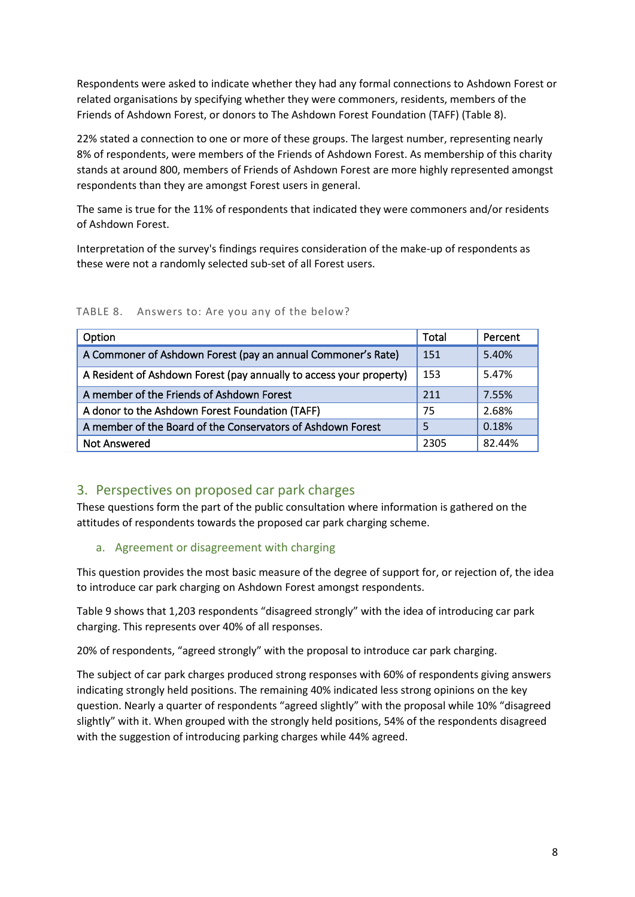Respondents were asked to indicate whether they had any formal connections to Ashdown Forest or related organisations by specifying whether they were commoners, residents, members of the Friends of Ashdown Forest, or donors to The Ashdown Forest Foundation (TAFF) (Table 8).

22% stated a connection to one or more of these groups. The largest number, representing nearly 8% of respondents, were members of the Friends of Ashdown Forest. As membership of this charity stands at around 800, members of Friends of Ashdown Forest are more highly represented amongst respondents than they are amongst Forest users in general.

The same is true for the 11% of respondents that indicated they were commoners and/or residents of Ashdown Forest.

Interpretation of the survey's findings requires consideration of the make-up of respondents as these were not a randomly selected sub-set of all Forest users.

TABLE 8. Answers to: Are you any of the below?

| Option | Total | Percent |
|---|---|---|
| A Commoner of Ashdown Forest (pay an annual Commoner's Rate) | 151 | 5.40% |
| A Resident of Ashdown Forest (pay annually to access your property) | 153 | 5.47% |
| A member of the Friends of Ashdown Forest | 211 | 7.55% |
| A donor to the Ashdown Forest Foundation (TAFF) | 75 | 2.68% |
| A member of the Board of the Conservators of Ashdown Forest | 5 | 0.18% |
| Not Answered | 2305 | 82.44% |

## 3. Perspectives on proposed car park charges

These questions form the part of the public consultation where information is gathered on the attitudes of respondents towards the proposed car park charging scheme.

### a. Agreement or disagreement with charging

This question provides the most basic measure of the degree of support for, or rejection of, the idea to introduce car park charging on Ashdown Forest amongst respondents.

Table 9 shows that 1,203 respondents "disagreed strongly" with the idea of introducing car park charging. This represents over 40% of all responses.

20% of respondents, "agreed strongly" with the proposal to introduce car park charging.

The subject of car park charges produced strong responses with 60% of respondents giving answers indicating strongly held positions. The remaining 40% indicated less strong opinions on the key question. Nearly a quarter of respondents "agreed slightly" with the proposal while 10% "disagreed slightly" with it. When grouped with the strongly held positions, 54% of the respondents disagreed with the suggestion of introducing parking charges while 44% agreed.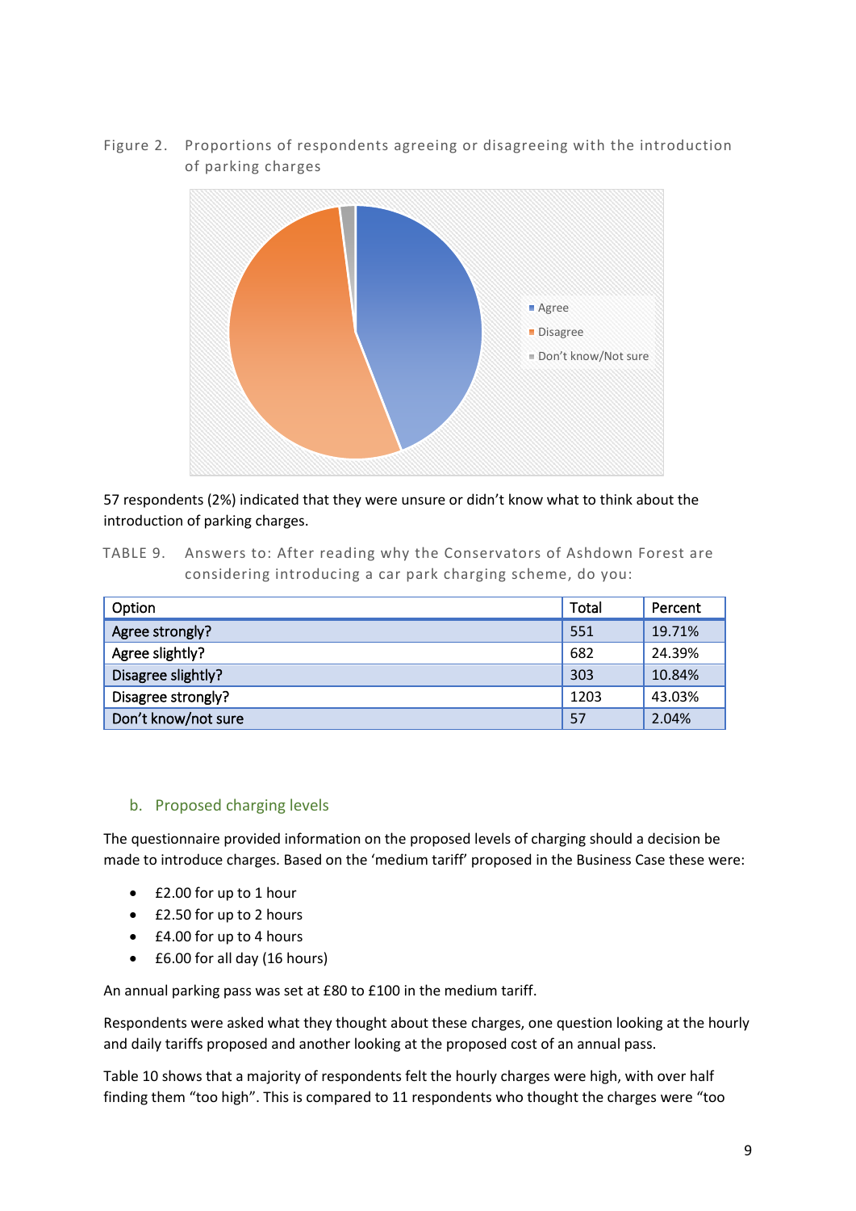Figure 2. Proportions of respondents agreeing or disagreeing with the introduction of parking charges

57 respondents (2%) indicated that they were unsure or didn't know what to think about the introduction of parking charges.

TABLE 9. Answers to: After reading why the Conservators of Ashdown Forest are considering introducing a car park charging scheme, do you:

| Option | Total | Percent |
|---|---|---|
| Agree strongly? | 551 | 19.71% |
| Agree slightly? | 682 | 24.39% |
| Disagree slightly? | 303 | 10.84% |
| Disagree strongly? | 1203 | 43.03% |
| Don't know/not sure | 57 | 2.04% |

### b. Proposed charging levels

The questionnaire provided information on the proposed levels of charging should a decision be made to introduce charges. Based on the 'medium tariff' proposed in the Business Case these were:

- £2.00 for up to 1 hour
- £2.50 for up to 2 hours
- £4.00 for up to 4 hours
- £6.00 for all day (16 hours)

An annual parking pass was set at £80 to £100 in the medium tariff.

Respondents were asked what they thought about these charges, one question looking at the hourly and daily tariffs proposed and another looking at the proposed cost of an annual pass.

Table 10 shows that a majority of respondents felt the hourly charges were high, with over half finding them "too high". This is compared to 11 respondents who thought the charges were "too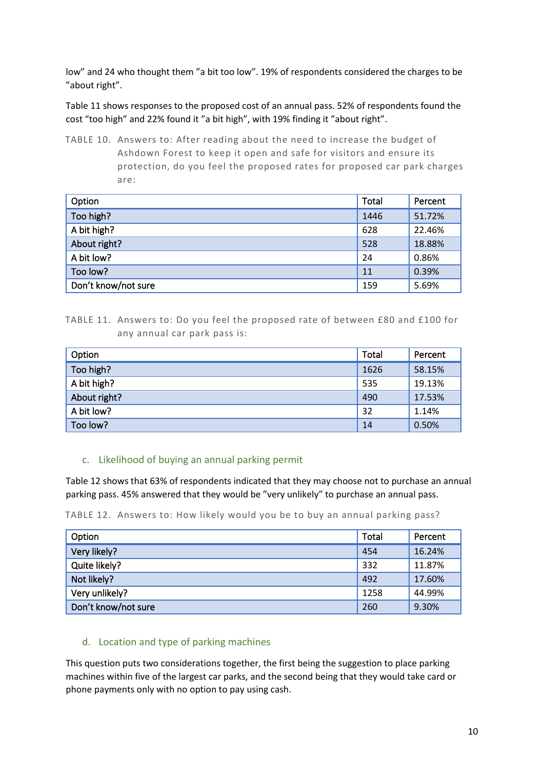low" and 24 who thought them "a bit too low". 19% of respondents considered the charges to be "about right".

Table 11 shows responses to the proposed cost of an annual pass. 52% of respondents found the cost "too high" and 22% found it "a bit high", with 19% finding it "about right".

TABLE 10. Answers to: After reading about the need to increase the budget of Ashdown Forest to keep it open and safe for visitors and ensure its protection, do you feel the proposed rates for proposed car park charges are:

| Option | Total | Percent |
|---|---|---|
| Too high? | 1446 | 51.72% |
| A bit high? | 628 | 22.46% |
| About right? | 528 | 18.88% |
| A bit low? | 24 | 0.86% |
| Too low? | 11 | 0.39% |
| Don't know/not sure | 159 | 5.69% |

TABLE 11. Answers to: Do you feel the proposed rate of between £80 and £100 for any annual car park pass is:

| Option | Total | Percent |
|---|---|---|
| Too high? | 1626 | 58.15% |
| A bit high? | 535 | 19.13% |
| About right? | 490 | 17.53% |
| A bit low? | 32 | 1.14% |
| Too low? | 14 | 0.50% |

### c. Likelihood of buying an annual parking permit

Table 12 shows that 63% of respondents indicated that they may choose not to purchase an annual parking pass. 45% answered that they would be "very unlikely" to purchase an annual pass.

TABLE 12. Answers to: How likely would you be to buy an annual parking pass?

| Option | Total | Percent |
|---|---|---|
| Very likely? | 454 | 16.24% |
| Quite likely? | 332 | 11.87% |
| Not likely? | 492 | 17.60% |
| Very unlikely? | 1258 | 44.99% |
| Don't know/not sure | 260 | 9.30% |

### d. Location and type of parking machines

This question puts two considerations together, the first being the suggestion to place parking machines within five of the largest car parks, and the second being that they would take card or phone payments only with no option to pay using cash.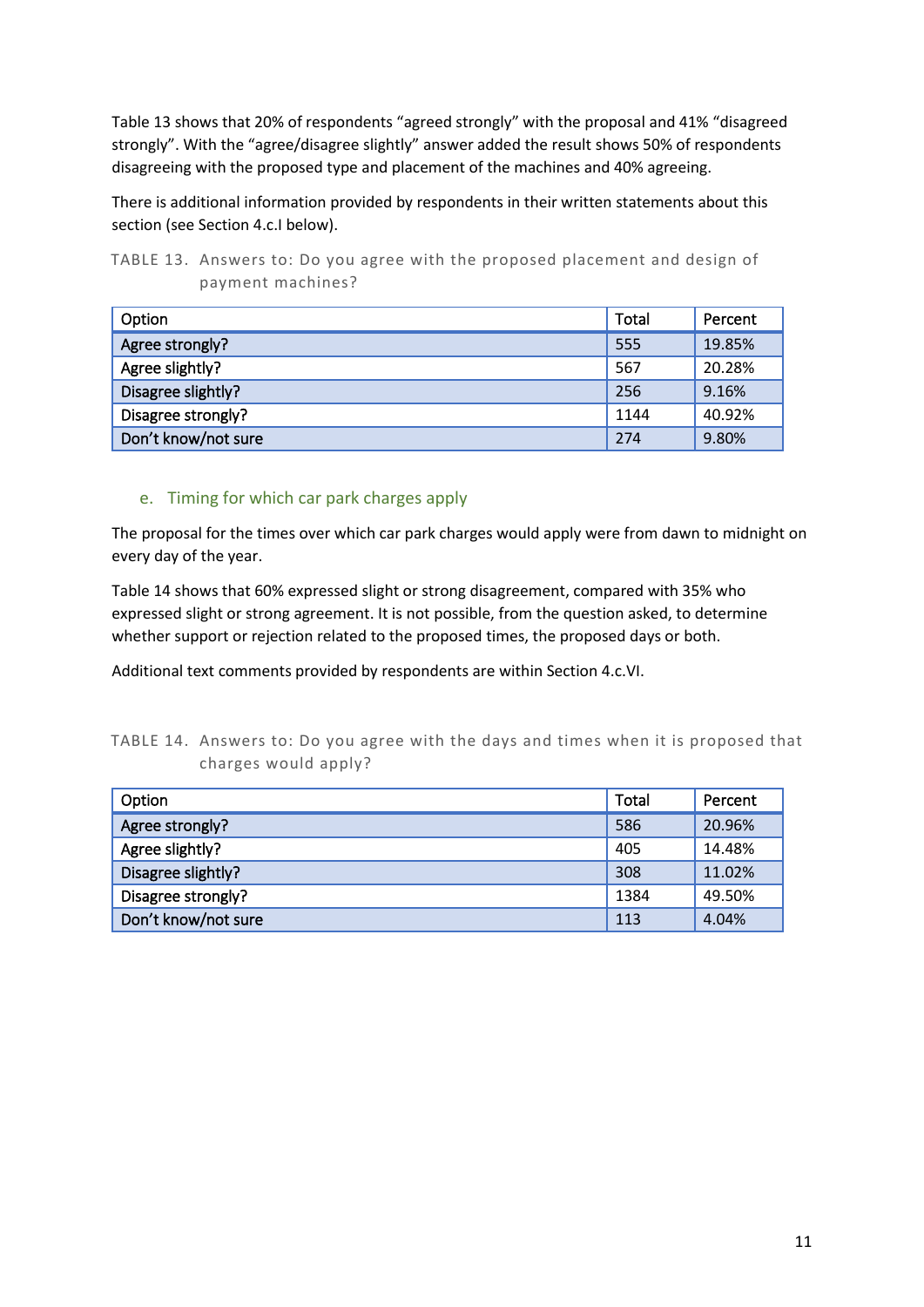Table 13 shows that 20% of respondents "agreed strongly" with the proposal and 41% "disagreed strongly". With the "agree/disagree slightly" answer added the result shows 50% of respondents disagreeing with the proposed type and placement of the machines and 40% agreeing.

There is additional information provided by respondents in their written statements about this section (see Section 4.c.I below).

TABLE 13. Answers to: Do you agree with the proposed placement and design of payment machines?

| Option | Total | Percent |
|---|---|---|
| Agree strongly? | 555 | 19.85% |
| Agree slightly? | 567 | 20.28% |
| Disagree slightly? | 256 | 9.16% |
| Disagree strongly? | 1144 | 40.92% |
| Don't know/not sure | 274 | 9.80% |

### e. Timing for which car park charges apply

The proposal for the times over which car park charges would apply were from dawn to midnight on every day of the year.

Table 14 shows that 60% expressed slight or strong disagreement, compared with 35% who expressed slight or strong agreement. It is not possible, from the question asked, to determine whether support or rejection related to the proposed times, the proposed days or both.

Additional text comments provided by respondents are within Section 4.c.VI.

TABLE 14. Answers to: Do you agree with the days and times when it is proposed that charges would apply?

| Option | Total | Percent |
|---|---|---|
| Agree strongly? | 586 | 20.96% |
| Agree slightly? | 405 | 14.48% |
| Disagree slightly? | 308 | 11.02% |
| Disagree strongly? | 1384 | 49.50% |
| Don't know/not sure | 113 | 4.04% |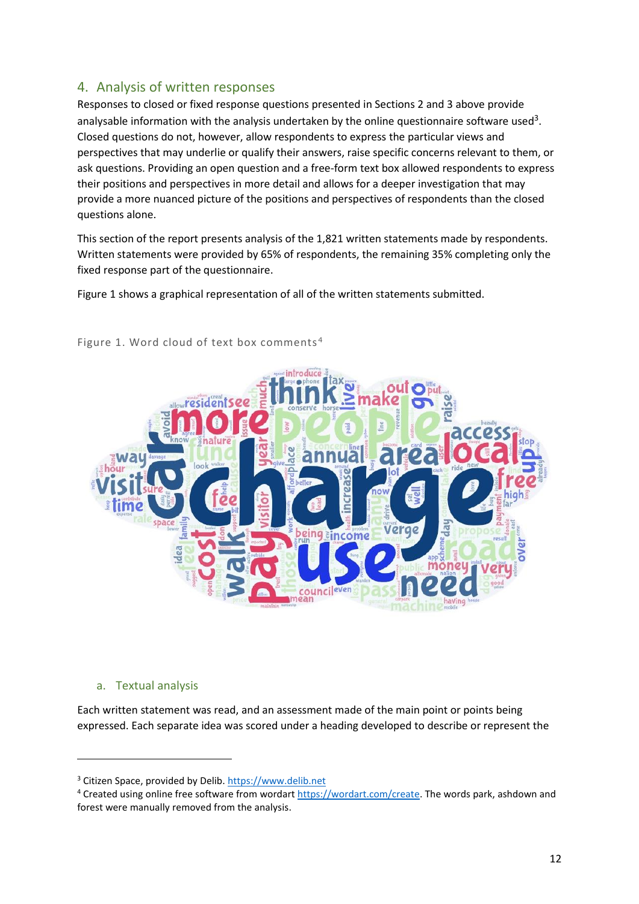## 4. Analysis of written responses

Responses to closed or fixed response questions presented in Sections 2 and 3 above provide analysable information with the analysis undertaken by the online questionnaire software used[3]. Closed questions do not, however, allow respondents to express the particular views and perspectives that may underlie or qualify their answers, raise specific concerns relevant to them, or ask questions. Providing an open question and a free-form text box allowed respondents to express their positions and perspectives in more detail and allows for a deeper investigation that may provide a more nuanced picture of the positions and perspectives of respondents than the closed questions alone.

This section of the report presents analysis of the 1,821 written statements made by respondents. Written statements were provided by 65% of respondents, the remaining 35% completing only the fixed response part of the questionnaire.

Figure 1 shows a graphical representation of all of the written statements submitted.

Figure 1. Word cloud of text box comments[4]

### a. Textual analysis

Each written statement was read, and an assessment made of the main point or points being expressed. Each separate idea was scored under a heading developed to describe or represent the

[3] Citizen Space, provided by Delib. https://www.delib.net

[4] Created using online free software from wordart https://wordart.com/create. The words park, ashdown and forest were manually removed from the analysis.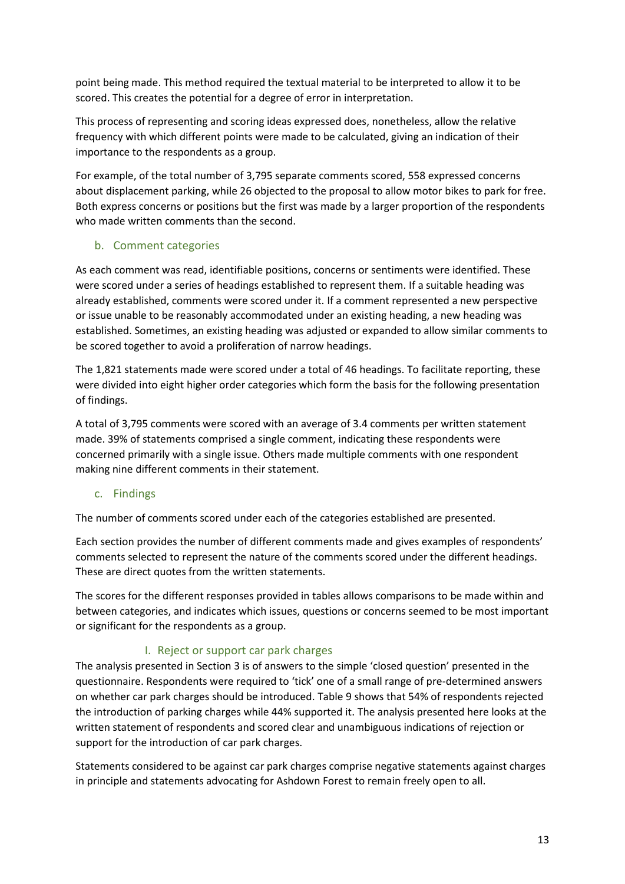point being made. This method required the textual material to be interpreted to allow it to be scored. This creates the potential for a degree of error in interpretation.

This process of representing and scoring ideas expressed does, nonetheless, allow the relative frequency with which different points were made to be calculated, giving an indication of their importance to the respondents as a group.

For example, of the total number of 3,795 separate comments scored, 558 expressed concerns about displacement parking, while 26 objected to the proposal to allow motor bikes to park for free. Both express concerns or positions but the first was made by a larger proportion of the respondents who made written comments than the second.

### b. Comment categories

As each comment was read, identifiable positions, concerns or sentiments were identified. These were scored under a series of headings established to represent them. If a suitable heading was already established, comments were scored under it. If a comment represented a new perspective or issue unable to be reasonably accommodated under an existing heading, a new heading was established. Sometimes, an existing heading was adjusted or expanded to allow similar comments to be scored together to avoid a proliferation of narrow headings.

The 1,821 statements made were scored under a total of 46 headings. To facilitate reporting, these were divided into eight higher order categories which form the basis for the following presentation of findings.

A total of 3,795 comments were scored with an average of 3.4 comments per written statement made. 39% of statements comprised a single comment, indicating these respondents were concerned primarily with a single issue. Others made multiple comments with one respondent making nine different comments in their statement.

### c. Findings

The number of comments scored under each of the categories established are presented.

Each section provides the number of different comments made and gives examples of respondents' comments selected to represent the nature of the comments scored under the different headings. These are direct quotes from the written statements.

The scores for the different responses provided in tables allows comparisons to be made within and between categories, and indicates which issues, questions or concerns seemed to be most important or significant for the respondents as a group.

#### I. Reject or support car park charges

The analysis presented in Section 3 is of answers to the simple 'closed question' presented in the questionnaire. Respondents were required to 'tick' one of a small range of pre-determined answers on whether car park charges should be introduced. Table 9 shows that 54% of respondents rejected the introduction of parking charges while 44% supported it. The analysis presented here looks at the written statement of respondents and scored clear and unambiguous indications of rejection or support for the introduction of car park charges.

Statements considered to be against car park charges comprise negative statements against charges in principle and statements advocating for Ashdown Forest to remain freely open to all.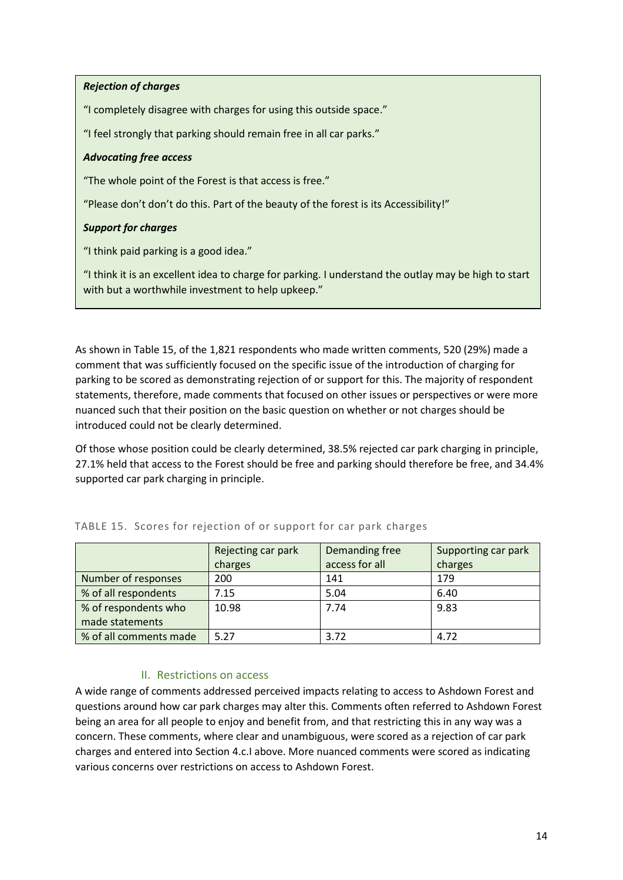***Rejection of charges***

"I completely disagree with charges for using this outside space."

"I feel strongly that parking should remain free in all car parks."

***Advocating free access***

"The whole point of the Forest is that access is free."

"Please don't don't do this. Part of the beauty of the forest is its Accessibility!"

***Support for charges***

"I think paid parking is a good idea."

"I think it is an excellent idea to charge for parking. I understand the outlay may be high to start with but a worthwhile investment to help upkeep."

As shown in Table 15, of the 1,821 respondents who made written comments, 520 (29%) made a comment that was sufficiently focused on the specific issue of the introduction of charging for parking to be scored as demonstrating rejection of or support for this. The majority of respondent statements, therefore, made comments that focused on other issues or perspectives or were more nuanced such that their position on the basic question on whether or not charges should be introduced could not be clearly determined.

Of those whose position could be clearly determined, 38.5% rejected car park charging in principle, 27.1% held that access to the Forest should be free and parking should therefore be free, and 34.4% supported car park charging in principle.

TABLE 15. Scores for rejection of or support for car park charges

| | Rejecting car park charges | Demanding free access for all | Supporting car park charges |
|---|---|---|---|
| Number of responses | 200 | 141 | 179 |
| % of all respondents | 7.15 | 5.04 | 6.40 |
| % of respondents who made statements | 10.98 | 7.74 | 9.83 |
| % of all comments made | 5.27 | 3.72 | 4.72 |

### II. Restrictions on access

A wide range of comments addressed perceived impacts relating to access to Ashdown Forest and questions around how car park charges may alter this. Comments often referred to Ashdown Forest being an area for all people to enjoy and benefit from, and that restricting this in any way was a concern. These comments, where clear and unambiguous, were scored as a rejection of car park charges and entered into Section 4.c.I above. More nuanced comments were scored as indicating various concerns over restrictions on access to Ashdown Forest.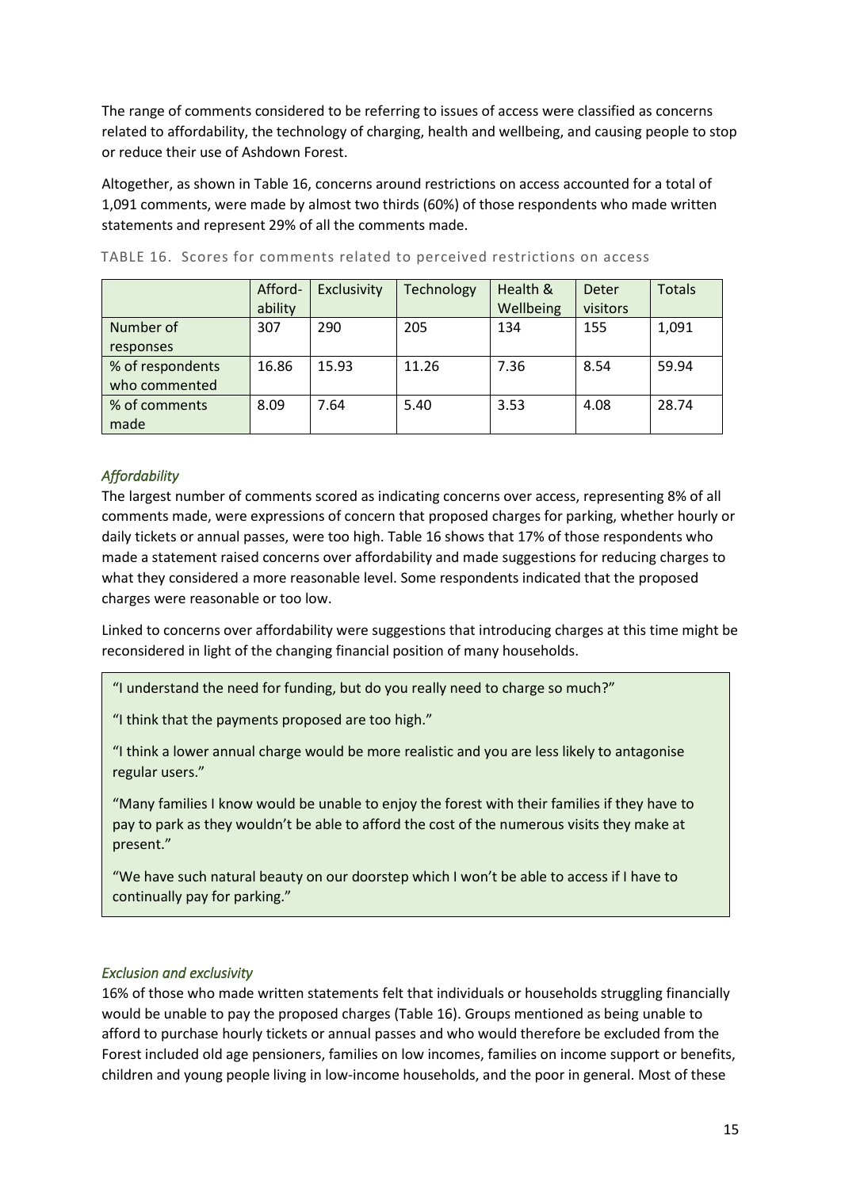The range of comments considered to be referring to issues of access were classified as concerns related to affordability, the technology of charging, health and wellbeing, and causing people to stop or reduce their use of Ashdown Forest.

Altogether, as shown in Table 16, concerns around restrictions on access accounted for a total of 1,091 comments, were made by almost two thirds (60%) of those respondents who made written statements and represent 29% of all the comments made.

TABLE 16. Scores for comments related to perceived restrictions on access

| | Afford-ability | Exclusivity | Technology | Health & Wellbeing | Deter visitors | Totals |
|---|---|---|---|---|---|---|
| Number of responses | 307 | 290 | 205 | 134 | 155 | 1,091 |
| % of respondents who commented | 16.86 | 15.93 | 11.26 | 7.36 | 8.54 | 59.94 |
| % of comments made | 8.09 | 7.64 | 5.40 | 3.53 | 4.08 | 28.74 |

### *Affordability*

The largest number of comments scored as indicating concerns over access, representing 8% of all comments made, were expressions of concern that proposed charges for parking, whether hourly or daily tickets or annual passes, were too high. Table 16 shows that 17% of those respondents who made a statement raised concerns over affordability and made suggestions for reducing charges to what they considered a more reasonable level. Some respondents indicated that the proposed charges were reasonable or too low.

Linked to concerns over affordability were suggestions that introducing charges at this time might be reconsidered in light of the changing financial position of many households.

> "I understand the need for funding, but do you really need to charge so much?"
>
> "I think that the payments proposed are too high."
>
> "I think a lower annual charge would be more realistic and you are less likely to antagonise regular users."
>
> "Many families I know would be unable to enjoy the forest with their families if they have to pay to park as they wouldn't be able to afford the cost of the numerous visits they make at present."
>
> "We have such natural beauty on our doorstep which I won't be able to access if I have to continually pay for parking."

### *Exclusion and exclusivity*

16% of those who made written statements felt that individuals or households struggling financially would be unable to pay the proposed charges (Table 16). Groups mentioned as being unable to afford to purchase hourly tickets or annual passes and who would therefore be excluded from the Forest included old age pensioners, families on low incomes, families on income support or benefits, children and young people living in low-income households, and the poor in general. Most of these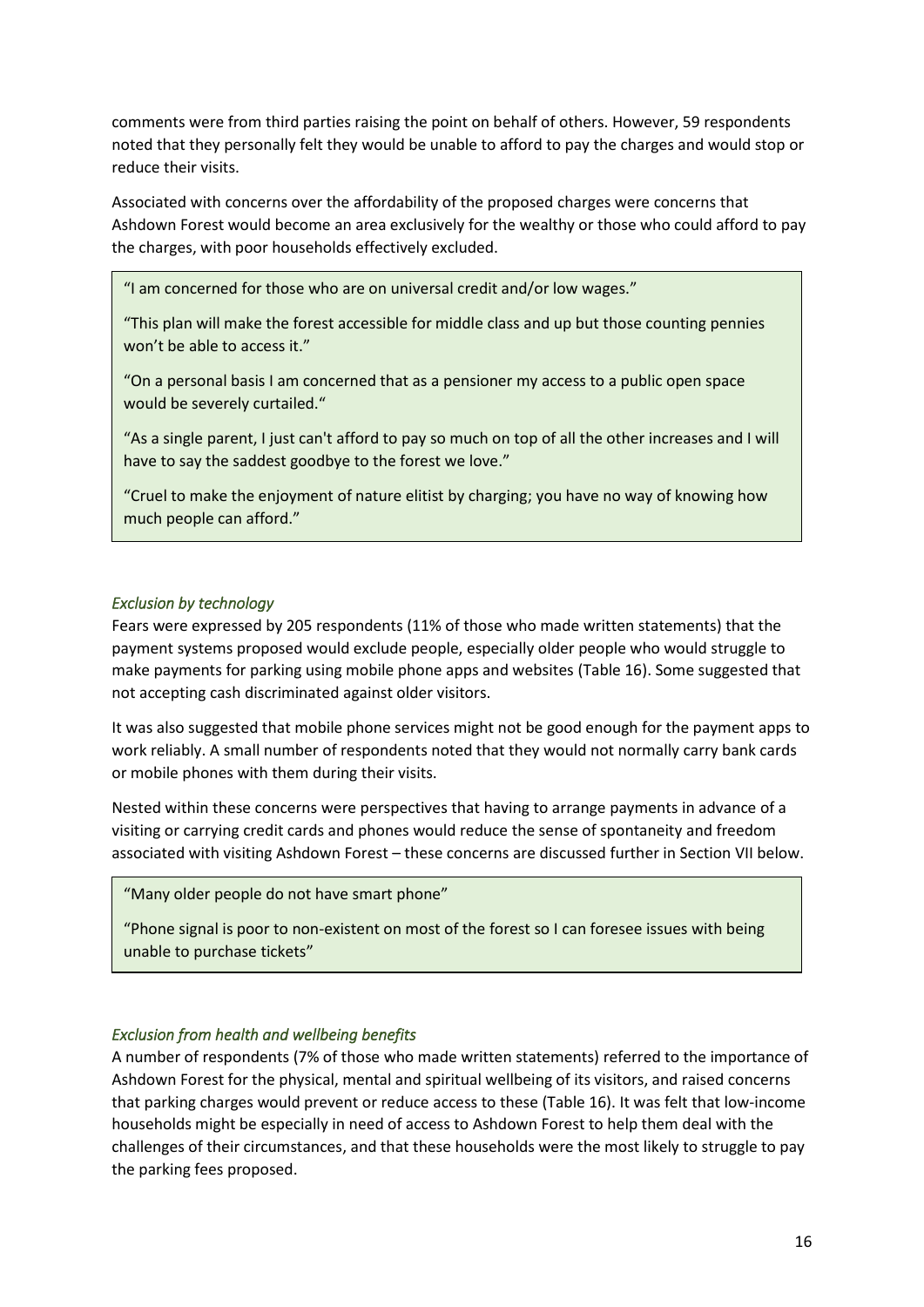comments were from third parties raising the point on behalf of others. However, 59 respondents noted that they personally felt they would be unable to afford to pay the charges and would stop or reduce their visits.

Associated with concerns over the affordability of the proposed charges were concerns that Ashdown Forest would become an area exclusively for the wealthy or those who could afford to pay the charges, with poor households effectively excluded.

> "I am concerned for those who are on universal credit and/or low wages."
>
> "This plan will make the forest accessible for middle class and up but those counting pennies won't be able to access it."
>
> "On a personal basis I am concerned that as a pensioner my access to a public open space would be severely curtailed."
>
> "As a single parent, I just can't afford to pay so much on top of all the other increases and I will have to say the saddest goodbye to the forest we love."
>
> "Cruel to make the enjoyment of nature elitist by charging; you have no way of knowing how much people can afford."

### *Exclusion by technology*

Fears were expressed by 205 respondents (11% of those who made written statements) that the payment systems proposed would exclude people, especially older people who would struggle to make payments for parking using mobile phone apps and websites (Table 16). Some suggested that not accepting cash discriminated against older visitors.

It was also suggested that mobile phone services might not be good enough for the payment apps to work reliably. A small number of respondents noted that they would not normally carry bank cards or mobile phones with them during their visits.

Nested within these concerns were perspectives that having to arrange payments in advance of a visiting or carrying credit cards and phones would reduce the sense of spontaneity and freedom associated with visiting Ashdown Forest – these concerns are discussed further in Section VII below.

> "Many older people do not have smart phone"
>
> "Phone signal is poor to non-existent on most of the forest so I can foresee issues with being unable to purchase tickets"

### *Exclusion from health and wellbeing benefits*

A number of respondents (7% of those who made written statements) referred to the importance of Ashdown Forest for the physical, mental and spiritual wellbeing of its visitors, and raised concerns that parking charges would prevent or reduce access to these (Table 16). It was felt that low-income households might be especially in need of access to Ashdown Forest to help them deal with the challenges of their circumstances, and that these households were the most likely to struggle to pay the parking fees proposed.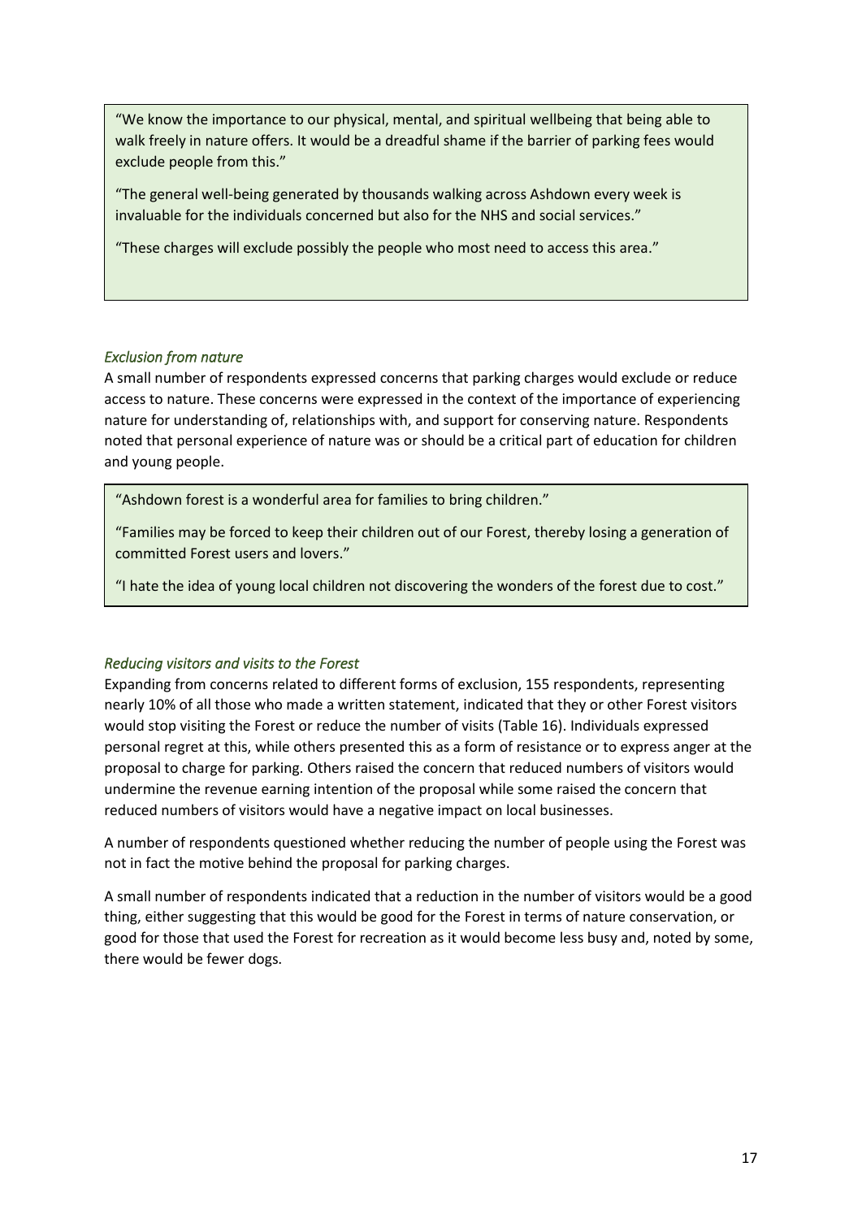"We know the importance to our physical, mental, and spiritual wellbeing that being able to walk freely in nature offers. It would be a dreadful shame if the barrier of parking fees would exclude people from this."

"The general well-being generated by thousands walking across Ashdown every week is invaluable for the individuals concerned but also for the NHS and social services."

"These charges will exclude possibly the people who most need to access this area."

*Exclusion from nature*

A small number of respondents expressed concerns that parking charges would exclude or reduce access to nature. These concerns were expressed in the context of the importance of experiencing nature for understanding of, relationships with, and support for conserving nature. Respondents noted that personal experience of nature was or should be a critical part of education for children and young people.

"Ashdown forest is a wonderful area for families to bring children."

"Families may be forced to keep their children out of our Forest, thereby losing a generation of committed Forest users and lovers."

"I hate the idea of young local children not discovering the wonders of the forest due to cost."

*Reducing visitors and visits to the Forest*

Expanding from concerns related to different forms of exclusion, 155 respondents, representing nearly 10% of all those who made a written statement, indicated that they or other Forest visitors would stop visiting the Forest or reduce the number of visits (Table 16). Individuals expressed personal regret at this, while others presented this as a form of resistance or to express anger at the proposal to charge for parking. Others raised the concern that reduced numbers of visitors would undermine the revenue earning intention of the proposal while some raised the concern that reduced numbers of visitors would have a negative impact on local businesses.

A number of respondents questioned whether reducing the number of people using the Forest was not in fact the motive behind the proposal for parking charges.

A small number of respondents indicated that a reduction in the number of visitors would be a good thing, either suggesting that this would be good for the Forest in terms of nature conservation, or good for those that used the Forest for recreation as it would become less busy and, noted by some, there would be fewer dogs.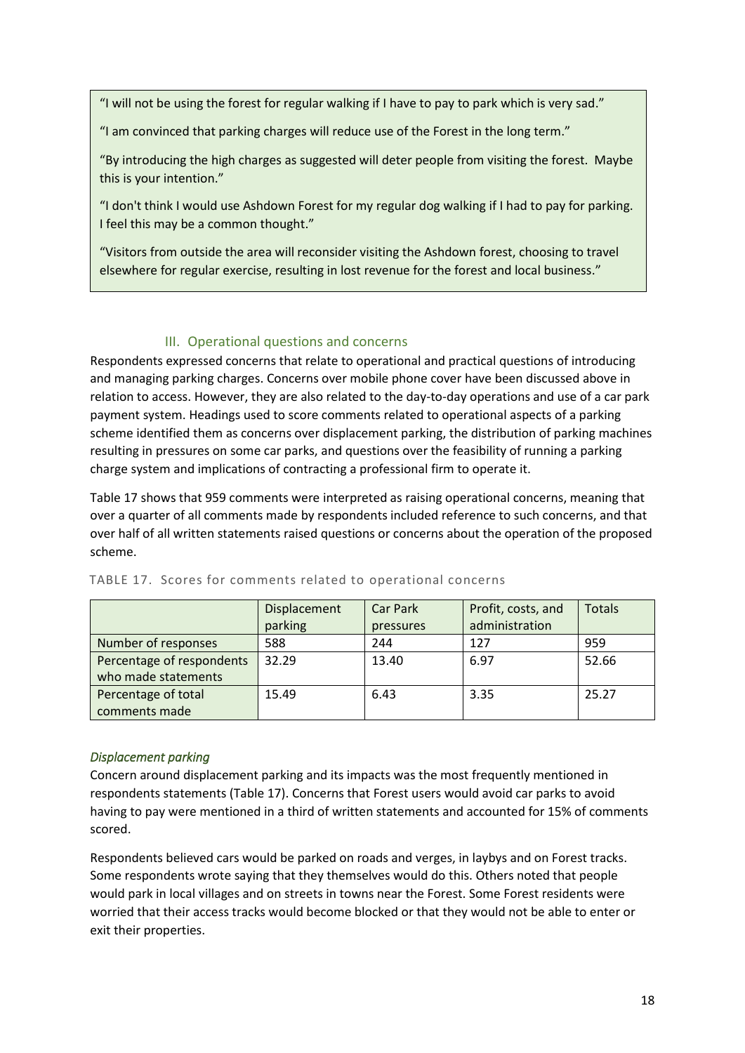"I will not be using the forest for regular walking if I have to pay to park which is very sad."

"I am convinced that parking charges will reduce use of the Forest in the long term."

"By introducing the high charges as suggested will deter people from visiting the forest. Maybe this is your intention."

"I don't think I would use Ashdown Forest for my regular dog walking if I had to pay for parking. I feel this may be a common thought."

"Visitors from outside the area will reconsider visiting the Ashdown forest, choosing to travel elsewhere for regular exercise, resulting in lost revenue for the forest and local business."

### III. Operational questions and concerns

Respondents expressed concerns that relate to operational and practical questions of introducing and managing parking charges. Concerns over mobile phone cover have been discussed above in relation to access. However, they are also related to the day-to-day operations and use of a car park payment system. Headings used to score comments related to operational aspects of a parking scheme identified them as concerns over displacement parking, the distribution of parking machines resulting in pressures on some car parks, and questions over the feasibility of running a parking charge system and implications of contracting a professional firm to operate it.

Table 17 shows that 959 comments were interpreted as raising operational concerns, meaning that over a quarter of all comments made by respondents included reference to such concerns, and that over half of all written statements raised questions or concerns about the operation of the proposed scheme.

TABLE 17. Scores for comments related to operational concerns

| | Displacement parking | Car Park pressures | Profit, costs, and administration | Totals |
|---|---|---|---|---|
| Number of responses | 588 | 244 | 127 | 959 |
| Percentage of respondents who made statements | 32.29 | 13.40 | 6.97 | 52.66 |
| Percentage of total comments made | 15.49 | 6.43 | 3.35 | 25.27 |

*Displacement parking*

Concern around displacement parking and its impacts was the most frequently mentioned in respondents statements (Table 17). Concerns that Forest users would avoid car parks to avoid having to pay were mentioned in a third of written statements and accounted for 15% of comments scored.

Respondents believed cars would be parked on roads and verges, in laybys and on Forest tracks. Some respondents wrote saying that they themselves would do this. Others noted that people would park in local villages and on streets in towns near the Forest. Some Forest residents were worried that their access tracks would become blocked or that they would not be able to enter or exit their properties.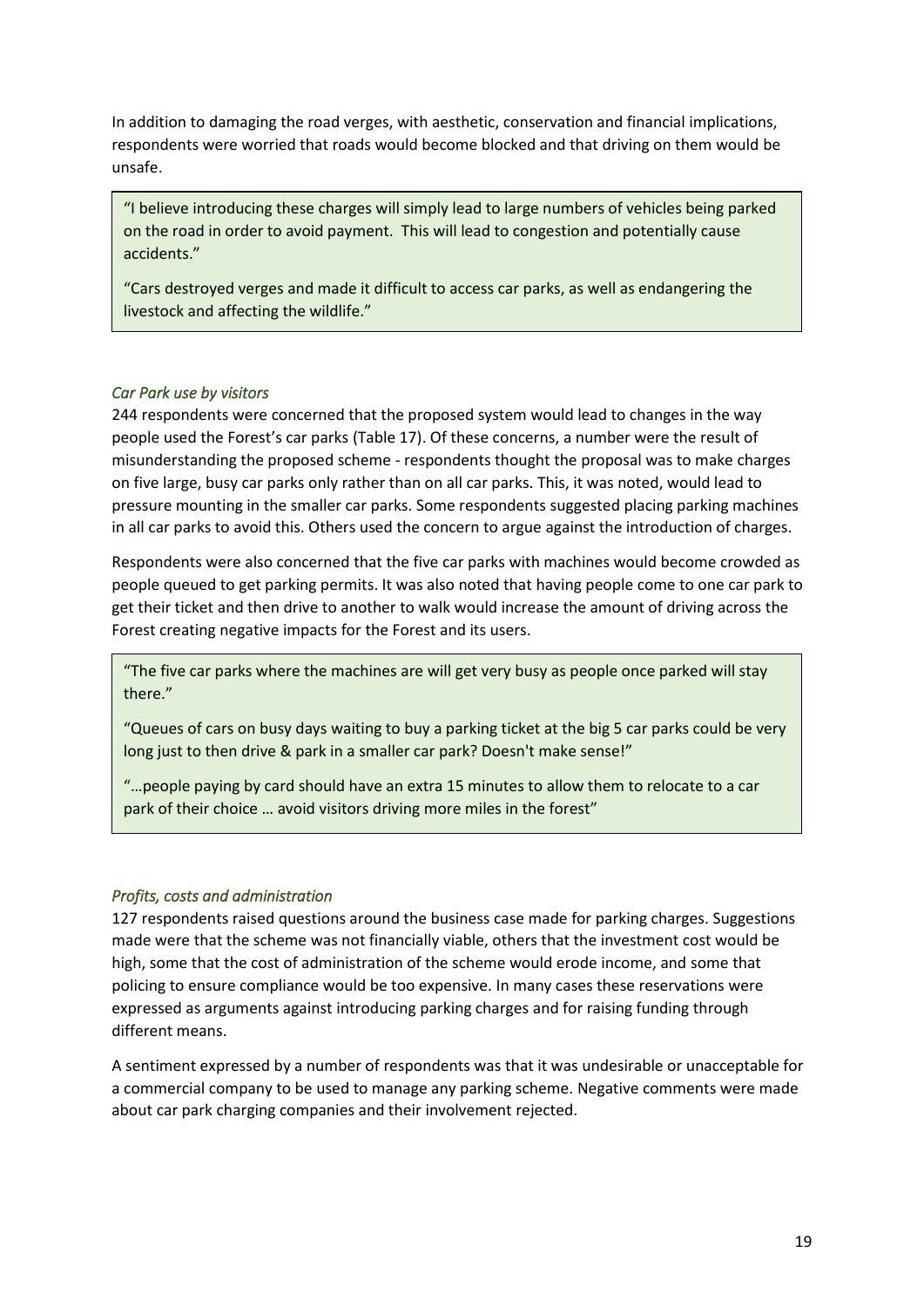In addition to damaging the road verges, with aesthetic, conservation and financial implications, respondents were worried that roads would become blocked and that driving on them would be unsafe.

> "I believe introducing these charges will simply lead to large numbers of vehicles being parked on the road in order to avoid payment. This will lead to congestion and potentially cause accidents."
>
> "Cars destroyed verges and made it difficult to access car parks, as well as endangering the livestock and affecting the wildlife."

### *Car Park use by visitors*

244 respondents were concerned that the proposed system would lead to changes in the way people used the Forest's car parks (Table 17). Of these concerns, a number were the result of misunderstanding the proposed scheme - respondents thought the proposal was to make charges on five large, busy car parks only rather than on all car parks. This, it was noted, would lead to pressure mounting in the smaller car parks. Some respondents suggested placing parking machines in all car parks to avoid this. Others used the concern to argue against the introduction of charges.

Respondents were also concerned that the five car parks with machines would become crowded as people queued to get parking permits. It was also noted that having people come to one car park to get their ticket and then drive to another to walk would increase the amount of driving across the Forest creating negative impacts for the Forest and its users.

> "The five car parks where the machines are will get very busy as people once parked will stay there."
>
> "Queues of cars on busy days waiting to buy a parking ticket at the big 5 car parks could be very long just to then drive & park in a smaller car park? Doesn't make sense!"
>
> "…people paying by card should have an extra 15 minutes to allow them to relocate to a car park of their choice … avoid visitors driving more miles in the forest"

### *Profits, costs and administration*

127 respondents raised questions around the business case made for parking charges. Suggestions made were that the scheme was not financially viable, others that the investment cost would be high, some that the cost of administration of the scheme would erode income, and some that policing to ensure compliance would be too expensive. In many cases these reservations were expressed as arguments against introducing parking charges and for raising funding through different means.

A sentiment expressed by a number of respondents was that it was undesirable or unacceptable for a commercial company to be used to manage any parking scheme. Negative comments were made about car park charging companies and their involvement rejected.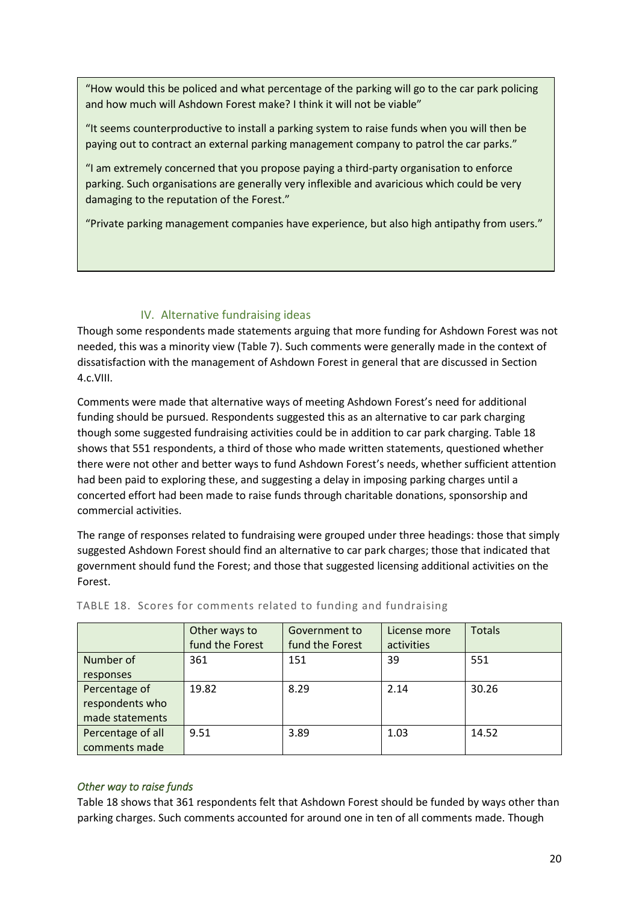"How would this be policed and what percentage of the parking will go to the car park policing and how much will Ashdown Forest make? I think it will not be viable"

"It seems counterproductive to install a parking system to raise funds when you will then be paying out to contract an external parking management company to patrol the car parks."

"I am extremely concerned that you propose paying a third-party organisation to enforce parking. Such organisations are generally very inflexible and avaricious which could be very damaging to the reputation of the Forest."

"Private parking management companies have experience, but also high antipathy from users."

### IV. Alternative fundraising ideas

Though some respondents made statements arguing that more funding for Ashdown Forest was not needed, this was a minority view (Table 7). Such comments were generally made in the context of dissatisfaction with the management of Ashdown Forest in general that are discussed in Section 4.c.VIII.

Comments were made that alternative ways of meeting Ashdown Forest's need for additional funding should be pursued. Respondents suggested this as an alternative to car park charging though some suggested fundraising activities could be in addition to car park charging. Table 18 shows that 551 respondents, a third of those who made written statements, questioned whether there were not other and better ways to fund Ashdown Forest's needs, whether sufficient attention had been paid to exploring these, and suggesting a delay in imposing parking charges until a concerted effort had been made to raise funds through charitable donations, sponsorship and commercial activities.

The range of responses related to fundraising were grouped under three headings: those that simply suggested Ashdown Forest should find an alternative to car park charges; those that indicated that government should fund the Forest; and those that suggested licensing additional activities on the Forest.

TABLE 18. Scores for comments related to funding and fundraising

| | Other ways to fund the Forest | Government to fund the Forest | License more activities | Totals |
|---|---|---|---|---|
| Number of responses | 361 | 151 | 39 | 551 |
| Percentage of respondents who made statements | 19.82 | 8.29 | 2.14 | 30.26 |
| Percentage of all comments made | 9.51 | 3.89 | 1.03 | 14.52 |

*Other way to raise funds*

Table 18 shows that 361 respondents felt that Ashdown Forest should be funded by ways other than parking charges. Such comments accounted for around one in ten of all comments made. Though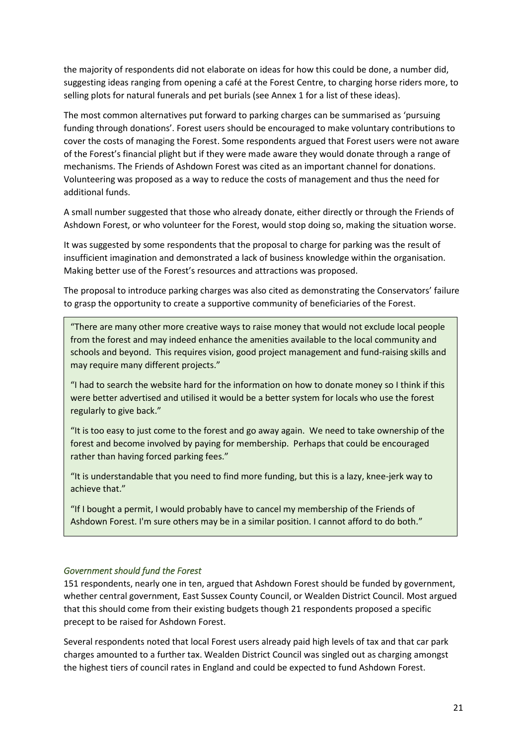the majority of respondents did not elaborate on ideas for how this could be done, a number did, suggesting ideas ranging from opening a café at the Forest Centre, to charging horse riders more, to selling plots for natural funerals and pet burials (see Annex 1 for a list of these ideas).

The most common alternatives put forward to parking charges can be summarised as 'pursuing funding through donations'. Forest users should be encouraged to make voluntary contributions to cover the costs of managing the Forest. Some respondents argued that Forest users were not aware of the Forest's financial plight but if they were made aware they would donate through a range of mechanisms. The Friends of Ashdown Forest was cited as an important channel for donations. Volunteering was proposed as a way to reduce the costs of management and thus the need for additional funds.

A small number suggested that those who already donate, either directly or through the Friends of Ashdown Forest, or who volunteer for the Forest, would stop doing so, making the situation worse.

It was suggested by some respondents that the proposal to charge for parking was the result of insufficient imagination and demonstrated a lack of business knowledge within the organisation. Making better use of the Forest's resources and attractions was proposed.

The proposal to introduce parking charges was also cited as demonstrating the Conservators' failure to grasp the opportunity to create a supportive community of beneficiaries of the Forest.

> "There are many other more creative ways to raise money that would not exclude local people from the forest and may indeed enhance the amenities available to the local community and schools and beyond. This requires vision, good project management and fund-raising skills and may require many different projects."
>
> "I had to search the website hard for the information on how to donate money so I think if this were better advertised and utilised it would be a better system for locals who use the forest regularly to give back."
>
> "It is too easy to just come to the forest and go away again. We need to take ownership of the forest and become involved by paying for membership. Perhaps that could be encouraged rather than having forced parking fees."
>
> "It is understandable that you need to find more funding, but this is a lazy, knee-jerk way to achieve that."
>
> "If I bought a permit, I would probably have to cancel my membership of the Friends of Ashdown Forest. I'm sure others may be in a similar position. I cannot afford to do both."

*Government should fund the Forest*

151 respondents, nearly one in ten, argued that Ashdown Forest should be funded by government, whether central government, East Sussex County Council, or Wealden District Council. Most argued that this should come from their existing budgets though 21 respondents proposed a specific precept to be raised for Ashdown Forest.

Several respondents noted that local Forest users already paid high levels of tax and that car park charges amounted to a further tax. Wealden District Council was singled out as charging amongst the highest tiers of council rates in England and could be expected to fund Ashdown Forest.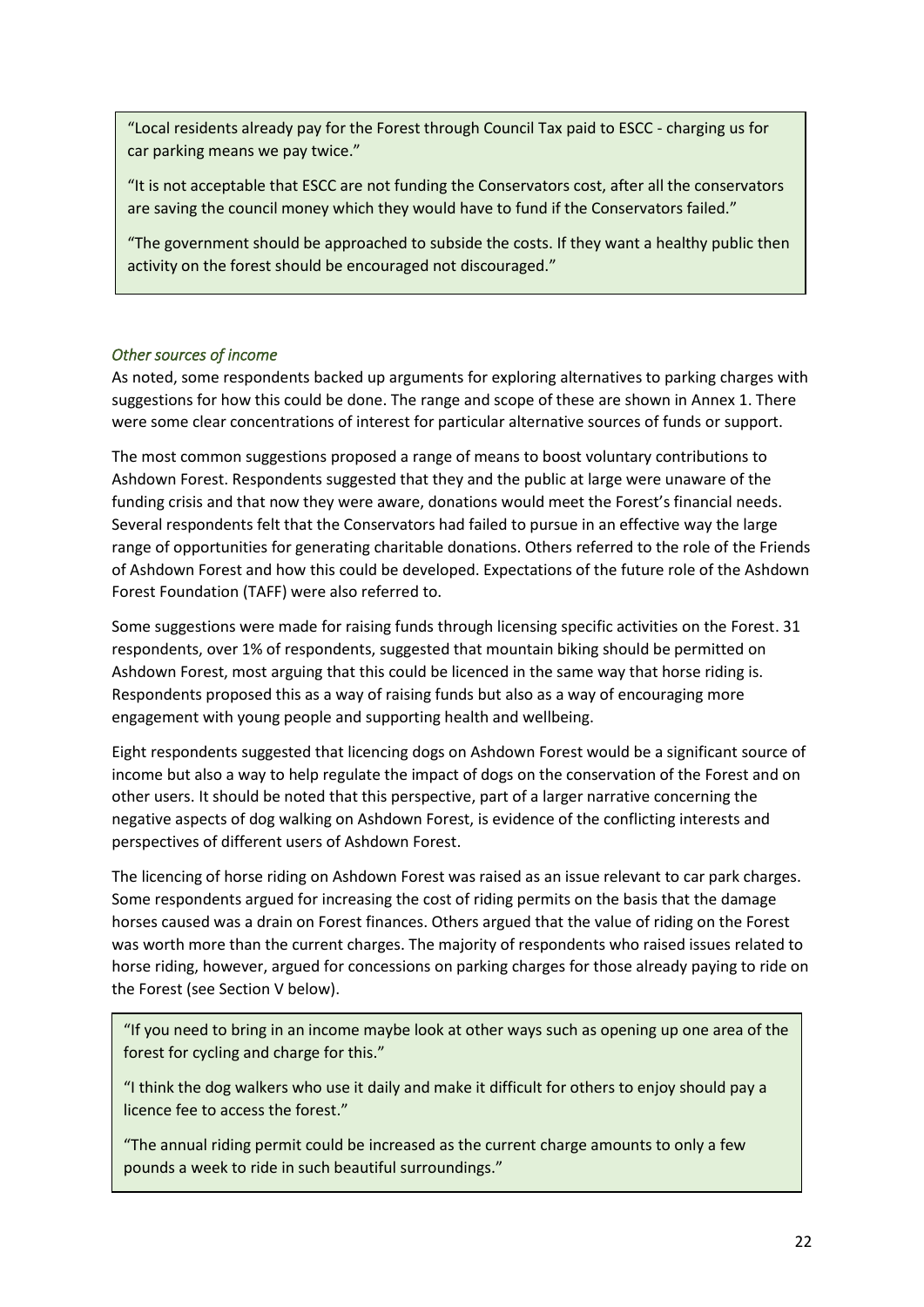"Local residents already pay for the Forest through Council Tax paid to ESCC - charging us for car parking means we pay twice."

"It is not acceptable that ESCC are not funding the Conservators cost, after all the conservators are saving the council money which they would have to fund if the Conservators failed."

"The government should be approached to subside the costs. If they want a healthy public then activity on the forest should be encouraged not discouraged."

### *Other sources of income*

As noted, some respondents backed up arguments for exploring alternatives to parking charges with suggestions for how this could be done. The range and scope of these are shown in Annex 1. There were some clear concentrations of interest for particular alternative sources of funds or support.

The most common suggestions proposed a range of means to boost voluntary contributions to Ashdown Forest. Respondents suggested that they and the public at large were unaware of the funding crisis and that now they were aware, donations would meet the Forest's financial needs. Several respondents felt that the Conservators had failed to pursue in an effective way the large range of opportunities for generating charitable donations. Others referred to the role of the Friends of Ashdown Forest and how this could be developed. Expectations of the future role of the Ashdown Forest Foundation (TAFF) were also referred to.

Some suggestions were made for raising funds through licensing specific activities on the Forest. 31 respondents, over 1% of respondents, suggested that mountain biking should be permitted on Ashdown Forest, most arguing that this could be licenced in the same way that horse riding is. Respondents proposed this as a way of raising funds but also as a way of encouraging more engagement with young people and supporting health and wellbeing.

Eight respondents suggested that licencing dogs on Ashdown Forest would be a significant source of income but also a way to help regulate the impact of dogs on the conservation of the Forest and on other users. It should be noted that this perspective, part of a larger narrative concerning the negative aspects of dog walking on Ashdown Forest, is evidence of the conflicting interests and perspectives of different users of Ashdown Forest.

The licencing of horse riding on Ashdown Forest was raised as an issue relevant to car park charges. Some respondents argued for increasing the cost of riding permits on the basis that the damage horses caused was a drain on Forest finances. Others argued that the value of riding on the Forest was worth more than the current charges. The majority of respondents who raised issues related to horse riding, however, argued for concessions on parking charges for those already paying to ride on the Forest (see Section V below).

"If you need to bring in an income maybe look at other ways such as opening up one area of the forest for cycling and charge for this."

"I think the dog walkers who use it daily and make it difficult for others to enjoy should pay a licence fee to access the forest."

"The annual riding permit could be increased as the current charge amounts to only a few pounds a week to ride in such beautiful surroundings."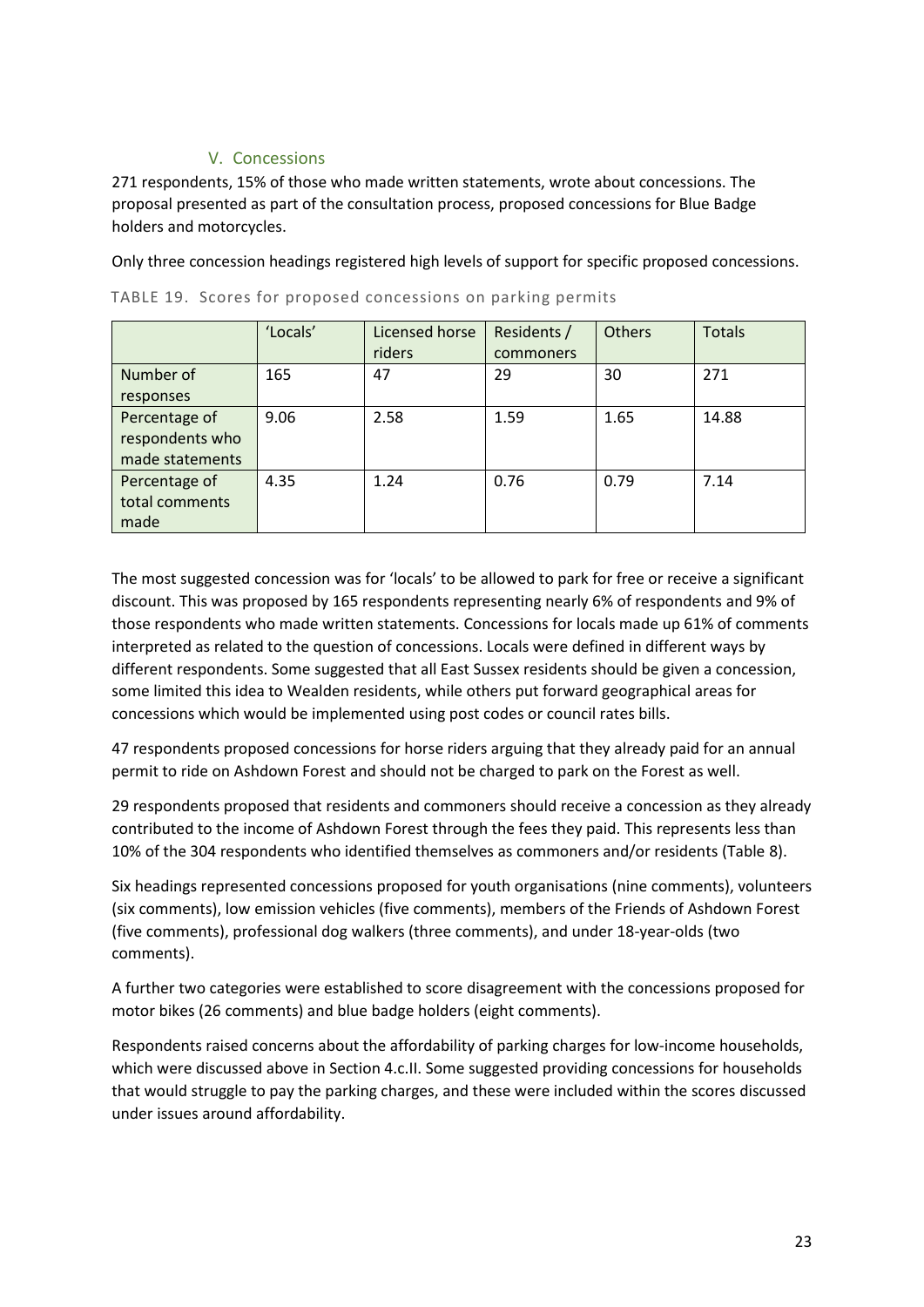### V. Concessions

271 respondents, 15% of those who made written statements, wrote about concessions. The proposal presented as part of the consultation process, proposed concessions for Blue Badge holders and motorcycles.

Only three concession headings registered high levels of support for specific proposed concessions.

TABLE 19. Scores for proposed concessions on parking permits

| | 'Locals' | Licensed horse riders | Residents / commoners | Others | Totals |
|---|---|---|---|---|---|
| Number of responses | 165 | 47 | 29 | 30 | 271 |
| Percentage of respondents who made statements | 9.06 | 2.58 | 1.59 | 1.65 | 14.88 |
| Percentage of total comments made | 4.35 | 1.24 | 0.76 | 0.79 | 7.14 |

The most suggested concession was for 'locals' to be allowed to park for free or receive a significant discount. This was proposed by 165 respondents representing nearly 6% of respondents and 9% of those respondents who made written statements. Concessions for locals made up 61% of comments interpreted as related to the question of concessions. Locals were defined in different ways by different respondents. Some suggested that all East Sussex residents should be given a concession, some limited this idea to Wealden residents, while others put forward geographical areas for concessions which would be implemented using post codes or council rates bills.

47 respondents proposed concessions for horse riders arguing that they already paid for an annual permit to ride on Ashdown Forest and should not be charged to park on the Forest as well.

29 respondents proposed that residents and commoners should receive a concession as they already contributed to the income of Ashdown Forest through the fees they paid. This represents less than 10% of the 304 respondents who identified themselves as commoners and/or residents (Table 8).

Six headings represented concessions proposed for youth organisations (nine comments), volunteers (six comments), low emission vehicles (five comments), members of the Friends of Ashdown Forest (five comments), professional dog walkers (three comments), and under 18-year-olds (two comments).

A further two categories were established to score disagreement with the concessions proposed for motor bikes (26 comments) and blue badge holders (eight comments).

Respondents raised concerns about the affordability of parking charges for low-income households, which were discussed above in Section 4.c.II. Some suggested providing concessions for households that would struggle to pay the parking charges, and these were included within the scores discussed under issues around affordability.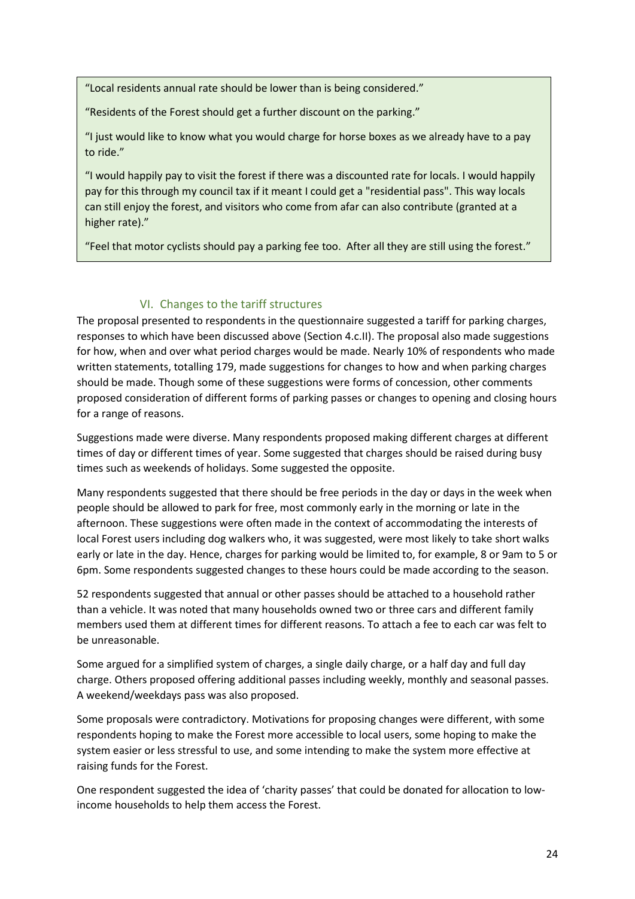"Local residents annual rate should be lower than is being considered."

"Residents of the Forest should get a further discount on the parking."

"I just would like to know what you would charge for horse boxes as we already have to a pay to ride."

"I would happily pay to visit the forest if there was a discounted rate for locals. I would happily pay for this through my council tax if it meant I could get a "residential pass". This way locals can still enjoy the forest, and visitors who come from afar can also contribute (granted at a higher rate)."

"Feel that motor cyclists should pay a parking fee too. After all they are still using the forest."

### VI. Changes to the tariff structures

The proposal presented to respondents in the questionnaire suggested a tariff for parking charges, responses to which have been discussed above (Section 4.c.II). The proposal also made suggestions for how, when and over what period charges would be made. Nearly 10% of respondents who made written statements, totalling 179, made suggestions for changes to how and when parking charges should be made. Though some of these suggestions were forms of concession, other comments proposed consideration of different forms of parking passes or changes to opening and closing hours for a range of reasons.

Suggestions made were diverse. Many respondents proposed making different charges at different times of day or different times of year. Some suggested that charges should be raised during busy times such as weekends of holidays. Some suggested the opposite.

Many respondents suggested that there should be free periods in the day or days in the week when people should be allowed to park for free, most commonly early in the morning or late in the afternoon. These suggestions were often made in the context of accommodating the interests of local Forest users including dog walkers who, it was suggested, were most likely to take short walks early or late in the day. Hence, charges for parking would be limited to, for example, 8 or 9am to 5 or 6pm. Some respondents suggested changes to these hours could be made according to the season.

52 respondents suggested that annual or other passes should be attached to a household rather than a vehicle. It was noted that many households owned two or three cars and different family members used them at different times for different reasons. To attach a fee to each car was felt to be unreasonable.

Some argued for a simplified system of charges, a single daily charge, or a half day and full day charge. Others proposed offering additional passes including weekly, monthly and seasonal passes. A weekend/weekdays pass was also proposed.

Some proposals were contradictory. Motivations for proposing changes were different, with some respondents hoping to make the Forest more accessible to local users, some hoping to make the system easier or less stressful to use, and some intending to make the system more effective at raising funds for the Forest.

One respondent suggested the idea of 'charity passes' that could be donated for allocation to low-income households to help them access the Forest.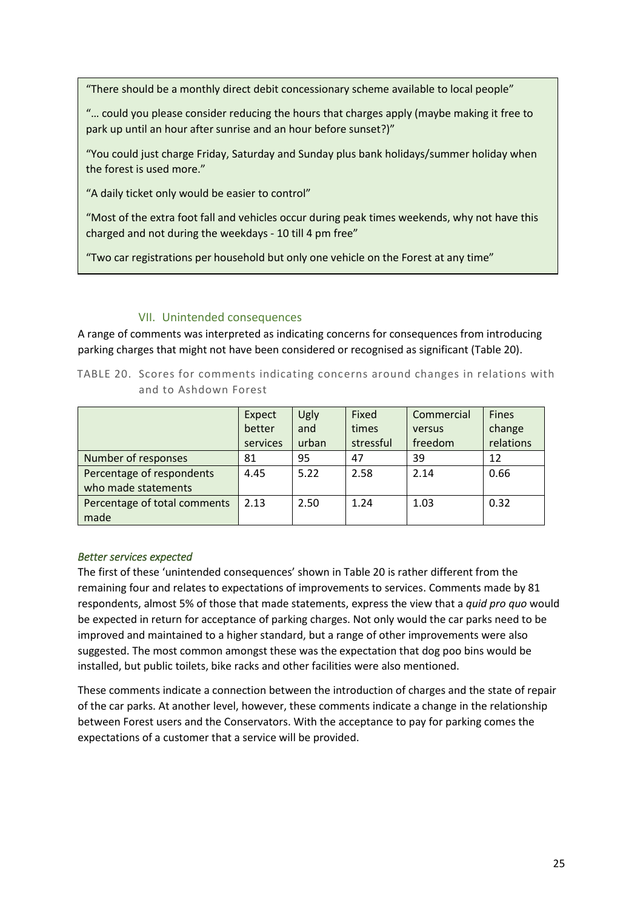"There should be a monthly direct debit concessionary scheme available to local people"

"… could you please consider reducing the hours that charges apply (maybe making it free to park up until an hour after sunrise and an hour before sunset?)"

"You could just charge Friday, Saturday and Sunday plus bank holidays/summer holiday when the forest is used more."

"A daily ticket only would be easier to control"

"Most of the extra foot fall and vehicles occur during peak times weekends, why not have this charged and not during the weekdays - 10 till 4 pm free"

"Two car registrations per household but only one vehicle on the Forest at any time"

### VII. Unintended consequences

A range of comments was interpreted as indicating concerns for consequences from introducing parking charges that might not have been considered or recognised as significant (Table 20).

TABLE 20. Scores for comments indicating concerns around changes in relations with and to Ashdown Forest

| | Expect better services | Ugly and urban | Fixed times stressful | Commercial versus freedom | Fines change relations |
|---|---|---|---|---|---|
| Number of responses | 81 | 95 | 47 | 39 | 12 |
| Percentage of respondents who made statements | 4.45 | 5.22 | 2.58 | 2.14 | 0.66 |
| Percentage of total comments made | 2.13 | 2.50 | 1.24 | 1.03 | 0.32 |

#### *Better services expected*

The first of these 'unintended consequences' shown in Table 20 is rather different from the remaining four and relates to expectations of improvements to services. Comments made by 81 respondents, almost 5% of those that made statements, express the view that a *quid pro quo* would be expected in return for acceptance of parking charges. Not only would the car parks need to be improved and maintained to a higher standard, but a range of other improvements were also suggested. The most common amongst these was the expectation that dog poo bins would be installed, but public toilets, bike racks and other facilities were also mentioned.

These comments indicate a connection between the introduction of charges and the state of repair of the car parks. At another level, however, these comments indicate a change in the relationship between Forest users and the Conservators. With the acceptance to pay for parking comes the expectations of a customer that a service will be provided.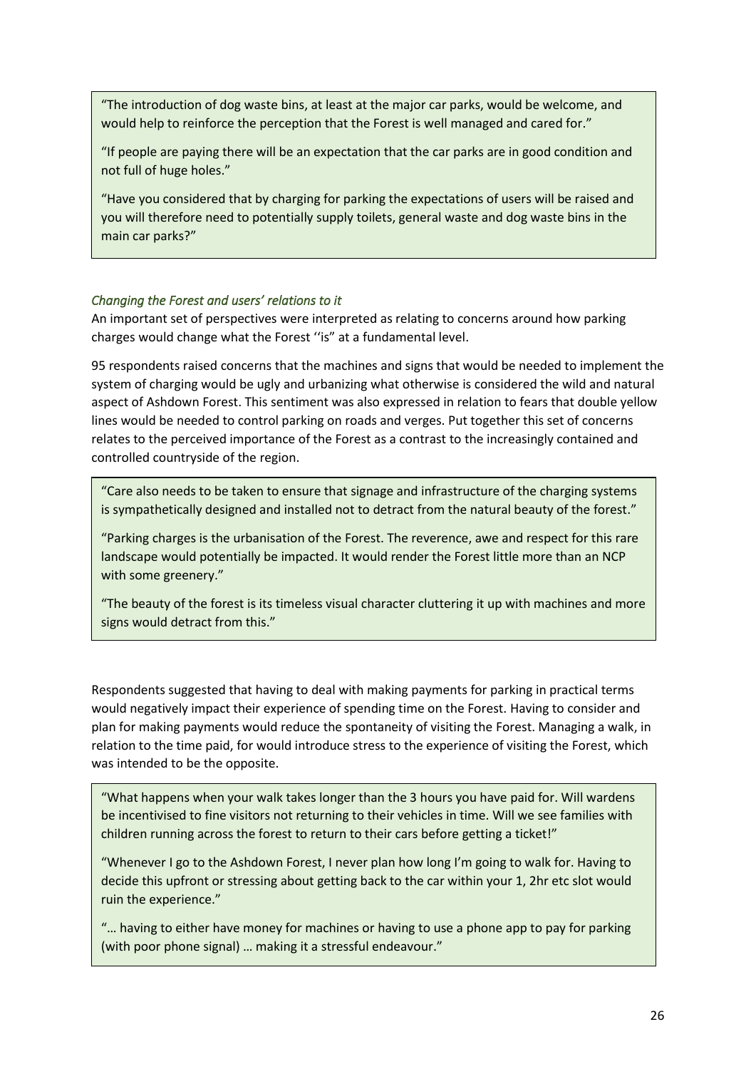"The introduction of dog waste bins, at least at the major car parks, would be welcome, and would help to reinforce the perception that the Forest is well managed and cared for."

"If people are paying there will be an expectation that the car parks are in good condition and not full of huge holes."

"Have you considered that by charging for parking the expectations of users will be raised and you will therefore need to potentially supply toilets, general waste and dog waste bins in the main car parks?"

### *Changing the Forest and users' relations to it*

An important set of perspectives were interpreted as relating to concerns around how parking charges would change what the Forest ''is" at a fundamental level.

95 respondents raised concerns that the machines and signs that would be needed to implement the system of charging would be ugly and urbanizing what otherwise is considered the wild and natural aspect of Ashdown Forest. This sentiment was also expressed in relation to fears that double yellow lines would be needed to control parking on roads and verges. Put together this set of concerns relates to the perceived importance of the Forest as a contrast to the increasingly contained and controlled countryside of the region.

"Care also needs to be taken to ensure that signage and infrastructure of the charging systems is sympathetically designed and installed not to detract from the natural beauty of the forest."

"Parking charges is the urbanisation of the Forest. The reverence, awe and respect for this rare landscape would potentially be impacted. It would render the Forest little more than an NCP with some greenery."

"The beauty of the forest is its timeless visual character cluttering it up with machines and more signs would detract from this."

Respondents suggested that having to deal with making payments for parking in practical terms would negatively impact their experience of spending time on the Forest. Having to consider and plan for making payments would reduce the spontaneity of visiting the Forest. Managing a walk, in relation to the time paid, for would introduce stress to the experience of visiting the Forest, which was intended to be the opposite.

"What happens when your walk takes longer than the 3 hours you have paid for. Will wardens be incentivised to fine visitors not returning to their vehicles in time. Will we see families with children running across the forest to return to their cars before getting a ticket!"

"Whenever I go to the Ashdown Forest, I never plan how long I'm going to walk for. Having to decide this upfront or stressing about getting back to the car within your 1, 2hr etc slot would ruin the experience."

"… having to either have money for machines or having to use a phone app to pay for parking (with poor phone signal) … making it a stressful endeavour."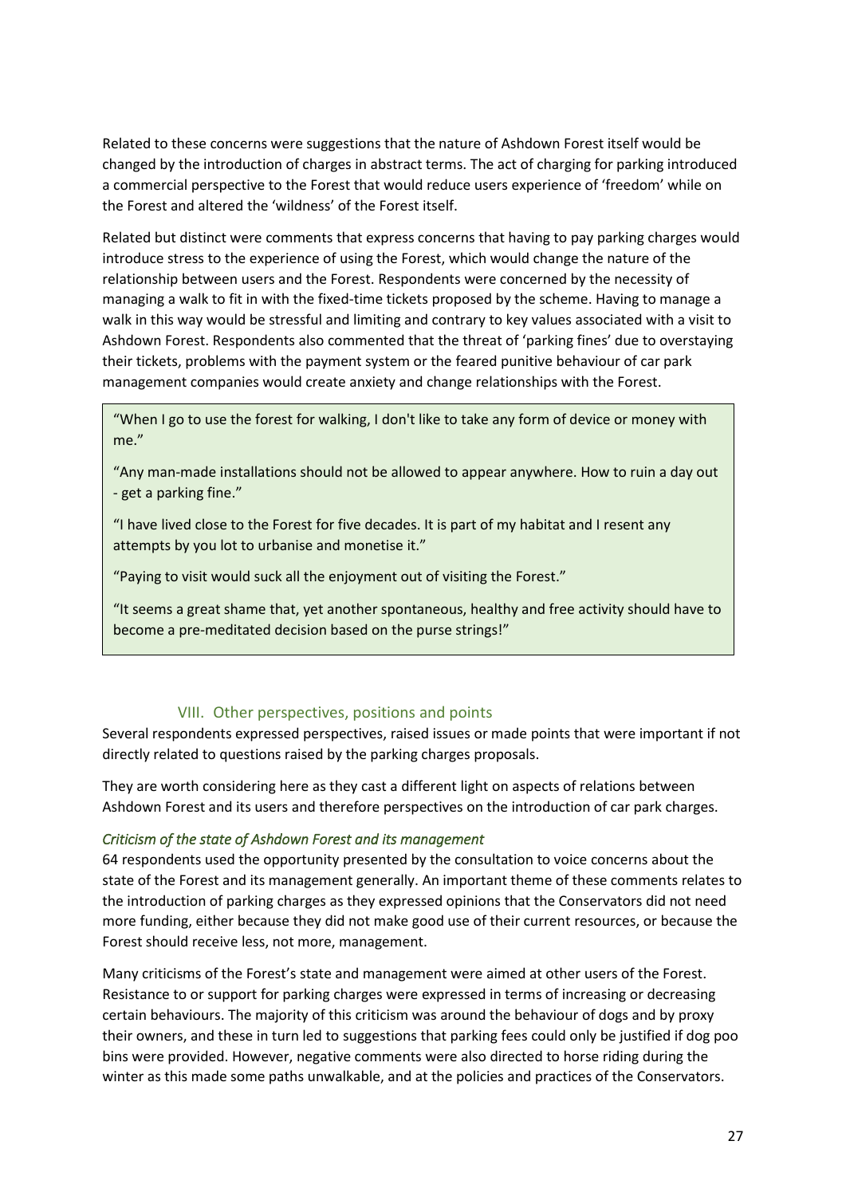Related to these concerns were suggestions that the nature of Ashdown Forest itself would be changed by the introduction of charges in abstract terms. The act of charging for parking introduced a commercial perspective to the Forest that would reduce users experience of 'freedom' while on the Forest and altered the 'wildness' of the Forest itself.

Related but distinct were comments that express concerns that having to pay parking charges would introduce stress to the experience of using the Forest, which would change the nature of the relationship between users and the Forest. Respondents were concerned by the necessity of managing a walk to fit in with the fixed-time tickets proposed by the scheme. Having to manage a walk in this way would be stressful and limiting and contrary to key values associated with a visit to Ashdown Forest. Respondents also commented that the threat of 'parking fines' due to overstaying their tickets, problems with the payment system or the feared punitive behaviour of car park management companies would create anxiety and change relationships with the Forest.

> "When I go to use the forest for walking, I don't like to take any form of device or money with me."
>
> "Any man-made installations should not be allowed to appear anywhere. How to ruin a day out - get a parking fine."
>
> "I have lived close to the Forest for five decades. It is part of my habitat and I resent any attempts by you lot to urbanise and monetise it."
>
> "Paying to visit would suck all the enjoyment out of visiting the Forest."
>
> "It seems a great shame that, yet another spontaneous, healthy and free activity should have to become a pre-meditated decision based on the purse strings!"

## VIII. Other perspectives, positions and points

Several respondents expressed perspectives, raised issues or made points that were important if not directly related to questions raised by the parking charges proposals.

They are worth considering here as they cast a different light on aspects of relations between Ashdown Forest and its users and therefore perspectives on the introduction of car park charges.

### *Criticism of the state of Ashdown Forest and its management*

64 respondents used the opportunity presented by the consultation to voice concerns about the state of the Forest and its management generally. An important theme of these comments relates to the introduction of parking charges as they expressed opinions that the Conservators did not need more funding, either because they did not make good use of their current resources, or because the Forest should receive less, not more, management.

Many criticisms of the Forest's state and management were aimed at other users of the Forest. Resistance to or support for parking charges were expressed in terms of increasing or decreasing certain behaviours. The majority of this criticism was around the behaviour of dogs and by proxy their owners, and these in turn led to suggestions that parking fees could only be justified if dog poo bins were provided. However, negative comments were also directed to horse riding during the winter as this made some paths unwalkable, and at the policies and practices of the Conservators.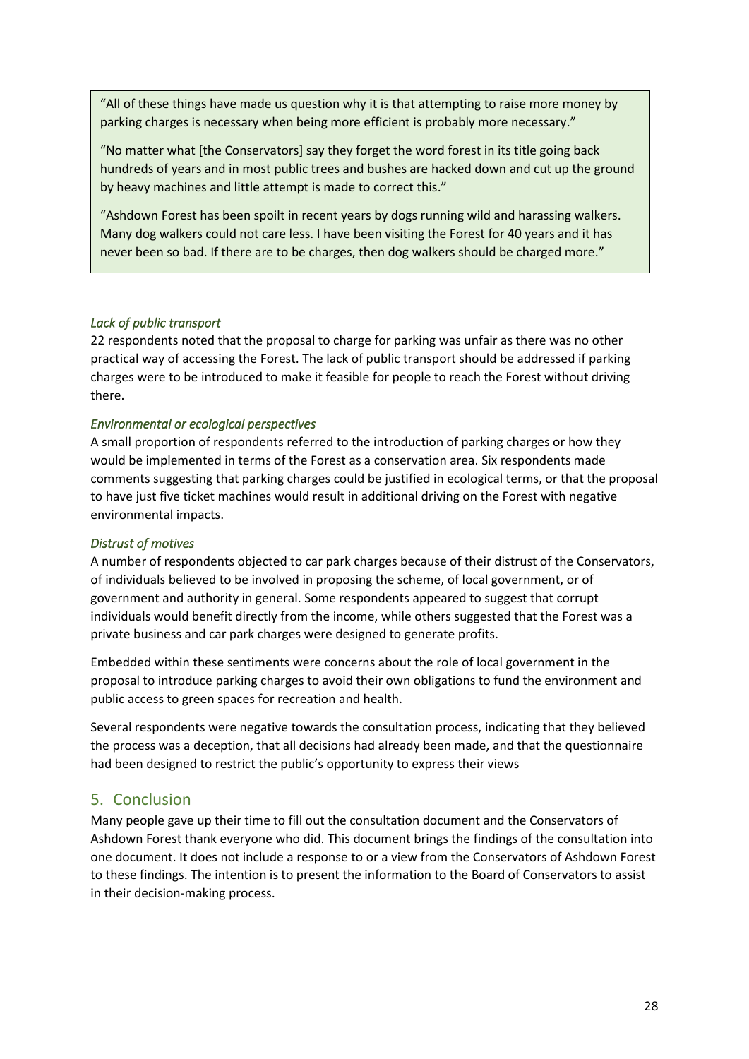> "All of these things have made us question why it is that attempting to raise more money by parking charges is necessary when being more efficient is probably more necessary."
>
> "No matter what [the Conservators] say they forget the word forest in its title going back hundreds of years and in most public trees and bushes are hacked down and cut up the ground by heavy machines and little attempt is made to correct this."
>
> "Ashdown Forest has been spoilt in recent years by dogs running wild and harassing walkers. Many dog walkers could not care less. I have been visiting the Forest for 40 years and it has never been so bad. If there are to be charges, then dog walkers should be charged more."

### *Lack of public transport*

22 respondents noted that the proposal to charge for parking was unfair as there was no other practical way of accessing the Forest. The lack of public transport should be addressed if parking charges were to be introduced to make it feasible for people to reach the Forest without driving there.

### *Environmental or ecological perspectives*

A small proportion of respondents referred to the introduction of parking charges or how they would be implemented in terms of the Forest as a conservation area. Six respondents made comments suggesting that parking charges could be justified in ecological terms, or that the proposal to have just five ticket machines would result in additional driving on the Forest with negative environmental impacts.

### *Distrust of motives*

A number of respondents objected to car park charges because of their distrust of the Conservators, of individuals believed to be involved in proposing the scheme, of local government, or of government and authority in general. Some respondents appeared to suggest that corrupt individuals would benefit directly from the income, while others suggested that the Forest was a private business and car park charges were designed to generate profits.

Embedded within these sentiments were concerns about the role of local government in the proposal to introduce parking charges to avoid their own obligations to fund the environment and public access to green spaces for recreation and health.

Several respondents were negative towards the consultation process, indicating that they believed the process was a deception, that all decisions had already been made, and that the questionnaire had been designed to restrict the public's opportunity to express their views

## 5. Conclusion

Many people gave up their time to fill out the consultation document and the Conservators of Ashdown Forest thank everyone who did. This document brings the findings of the consultation into one document. It does not include a response to or a view from the Conservators of Ashdown Forest to these findings. The intention is to present the information to the Board of Conservators to assist in their decision-making process.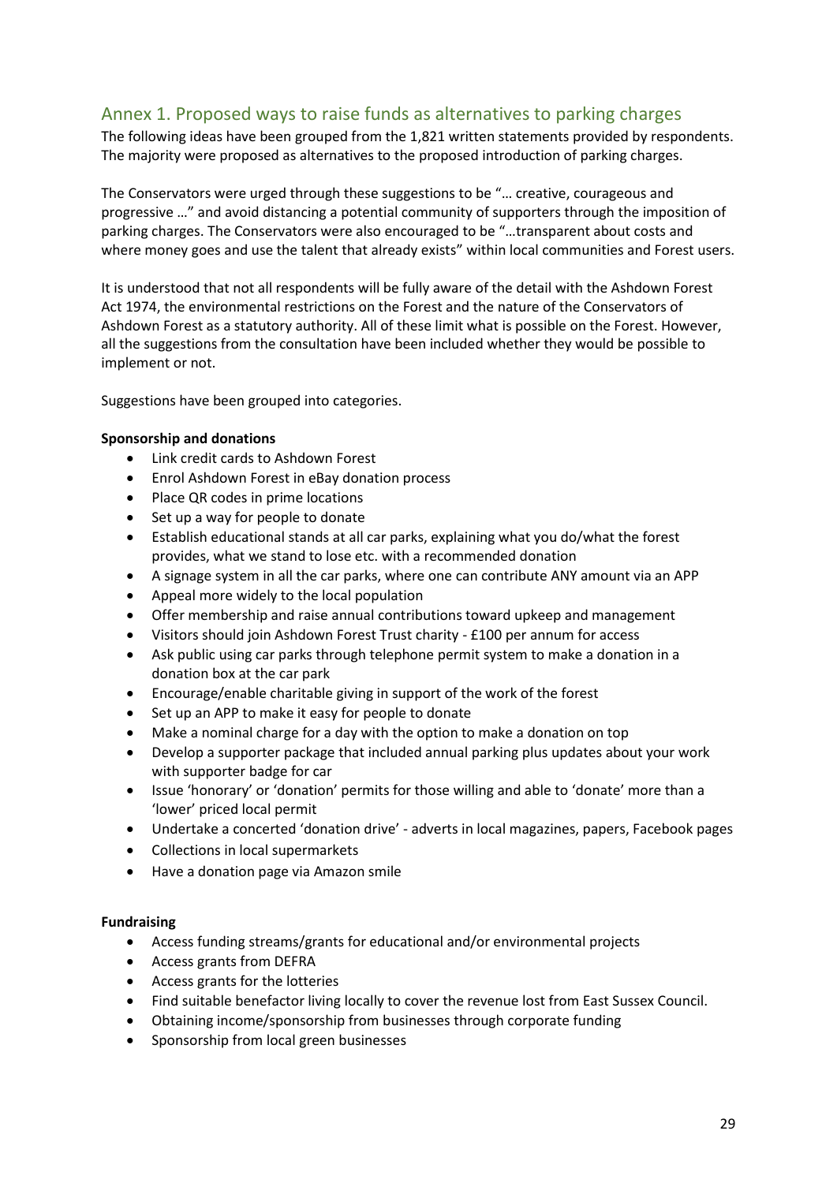## Annex 1. Proposed ways to raise funds as alternatives to parking charges

The following ideas have been grouped from the 1,821 written statements provided by respondents. The majority were proposed as alternatives to the proposed introduction of parking charges.

The Conservators were urged through these suggestions to be "… creative, courageous and progressive …" and avoid distancing a potential community of supporters through the imposition of parking charges. The Conservators were also encouraged to be "…transparent about costs and where money goes and use the talent that already exists" within local communities and Forest users.

It is understood that not all respondents will be fully aware of the detail with the Ashdown Forest Act 1974, the environmental restrictions on the Forest and the nature of the Conservators of Ashdown Forest as a statutory authority. All of these limit what is possible on the Forest. However, all the suggestions from the consultation have been included whether they would be possible to implement or not.

Suggestions have been grouped into categories.

**Sponsorship and donations**

- Link credit cards to Ashdown Forest
- Enrol Ashdown Forest in eBay donation process
- Place QR codes in prime locations
- Set up a way for people to donate
- Establish educational stands at all car parks, explaining what you do/what the forest provides, what we stand to lose etc. with a recommended donation
- A signage system in all the car parks, where one can contribute ANY amount via an APP
- Appeal more widely to the local population
- Offer membership and raise annual contributions toward upkeep and management
- Visitors should join Ashdown Forest Trust charity - £100 per annum for access
- Ask public using car parks through telephone permit system to make a donation in a donation box at the car park
- Encourage/enable charitable giving in support of the work of the forest
- Set up an APP to make it easy for people to donate
- Make a nominal charge for a day with the option to make a donation on top
- Develop a supporter package that included annual parking plus updates about your work with supporter badge for car
- Issue 'honorary' or 'donation' permits for those willing and able to 'donate' more than a 'lower' priced local permit
- Undertake a concerted 'donation drive' - adverts in local magazines, papers, Facebook pages
- Collections in local supermarkets
- Have a donation page via Amazon smile

**Fundraising**

- Access funding streams/grants for educational and/or environmental projects
- Access grants from DEFRA
- Access grants for the lotteries
- Find suitable benefactor living locally to cover the revenue lost from East Sussex Council.
- Obtaining income/sponsorship from businesses through corporate funding
- Sponsorship from local green businesses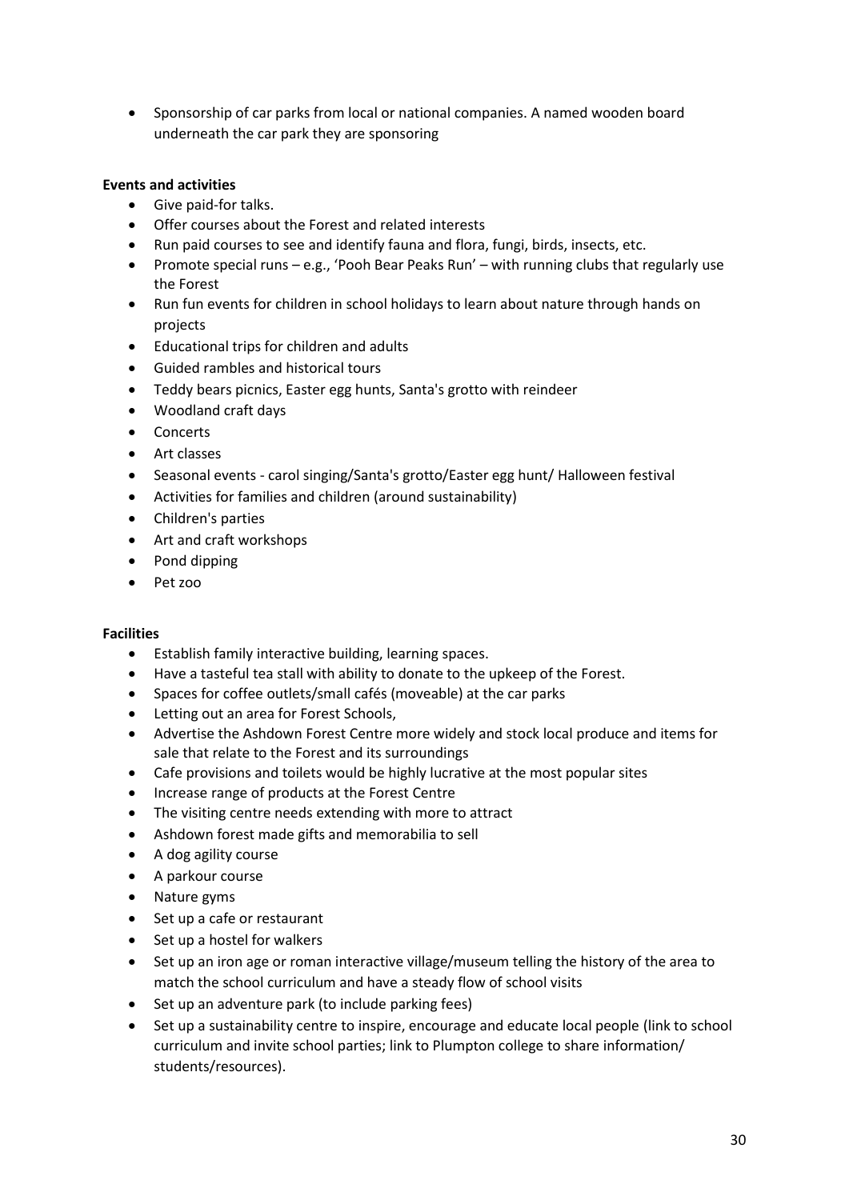- Sponsorship of car parks from local or national companies. A named wooden board underneath the car park they are sponsoring

**Events and activities**

- Give paid-for talks.
- Offer courses about the Forest and related interests
- Run paid courses to see and identify fauna and flora, fungi, birds, insects, etc.
- Promote special runs – e.g., 'Pooh Bear Peaks Run' – with running clubs that regularly use the Forest
- Run fun events for children in school holidays to learn about nature through hands on projects
- Educational trips for children and adults
- Guided rambles and historical tours
- Teddy bears picnics, Easter egg hunts, Santa's grotto with reindeer
- Woodland craft days
- Concerts
- Art classes
- Seasonal events - carol singing/Santa's grotto/Easter egg hunt/ Halloween festival
- Activities for families and children (around sustainability)
- Children's parties
- Art and craft workshops
- Pond dipping
- Pet zoo

**Facilities**

- Establish family interactive building, learning spaces.
- Have a tasteful tea stall with ability to donate to the upkeep of the Forest.
- Spaces for coffee outlets/small cafés (moveable) at the car parks
- Letting out an area for Forest Schools,
- Advertise the Ashdown Forest Centre more widely and stock local produce and items for sale that relate to the Forest and its surroundings
- Cafe provisions and toilets would be highly lucrative at the most popular sites
- Increase range of products at the Forest Centre
- The visiting centre needs extending with more to attract
- Ashdown forest made gifts and memorabilia to sell
- A dog agility course
- A parkour course
- Nature gyms
- Set up a cafe or restaurant
- Set up a hostel for walkers
- Set up an iron age or roman interactive village/museum telling the history of the area to match the school curriculum and have a steady flow of school visits
- Set up an adventure park (to include parking fees)
- Set up a sustainability centre to inspire, encourage and educate local people (link to school curriculum and invite school parties; link to Plumpton college to share information/ students/resources).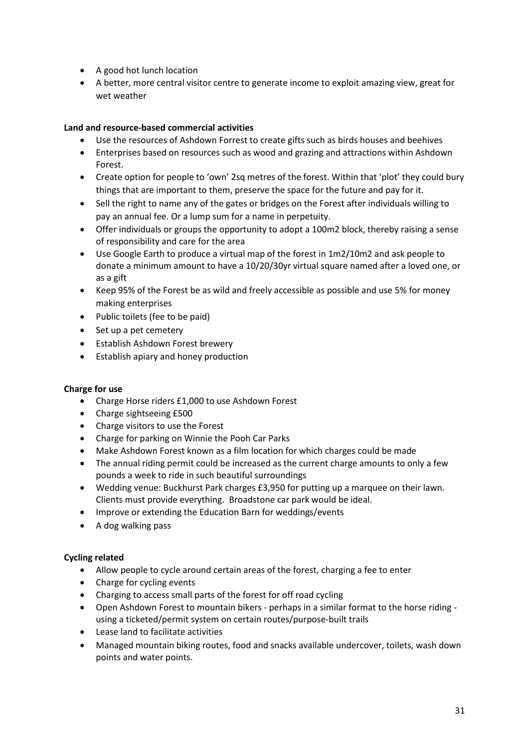- A good hot lunch location
- A better, more central visitor centre to generate income to exploit amazing view, great for wet weather

**Land and resource-based commercial activities**

- Use the resources of Ashdown Forrest to create gifts such as birds houses and beehives
- Enterprises based on resources such as wood and grazing and attractions within Ashdown Forest.
- Create option for people to 'own' 2sq metres of the forest. Within that 'plot' they could bury things that are important to them, preserve the space for the future and pay for it.
- Sell the right to name any of the gates or bridges on the Forest after individuals willing to pay an annual fee. Or a lump sum for a name in perpetuity.
- Offer individuals or groups the opportunity to adopt a 100m2 block, thereby raising a sense of responsibility and care for the area
- Use Google Earth to produce a virtual map of the forest in 1m2/10m2 and ask people to donate a minimum amount to have a 10/20/30yr virtual square named after a loved one, or as a gift
- Keep 95% of the Forest be as wild and freely accessible as possible and use 5% for money making enterprises
- Public toilets (fee to be paid)
- Set up a pet cemetery
- Establish Ashdown Forest brewery
- Establish apiary and honey production

**Charge for use**

- Charge Horse riders £1,000 to use Ashdown Forest
- Charge sightseeing £500
- Charge visitors to use the Forest
- Charge for parking on Winnie the Pooh Car Parks
- Make Ashdown Forest known as a film location for which charges could be made
- The annual riding permit could be increased as the current charge amounts to only a few pounds a week to ride in such beautiful surroundings
- Wedding venue: Buckhurst Park charges £3,950 for putting up a marquee on their lawn. Clients must provide everything. Broadstone car park would be ideal.
- Improve or extending the Education Barn for weddings/events
- A dog walking pass

**Cycling related**

- Allow people to cycle around certain areas of the forest, charging a fee to enter
- Charge for cycling events
- Charging to access small parts of the forest for off road cycling
- Open Ashdown Forest to mountain bikers - perhaps in a similar format to the horse riding - using a ticketed/permit system on certain routes/purpose-built trails
- Lease land to facilitate activities
- Managed mountain biking routes, food and snacks available undercover, toilets, wash down points and water points.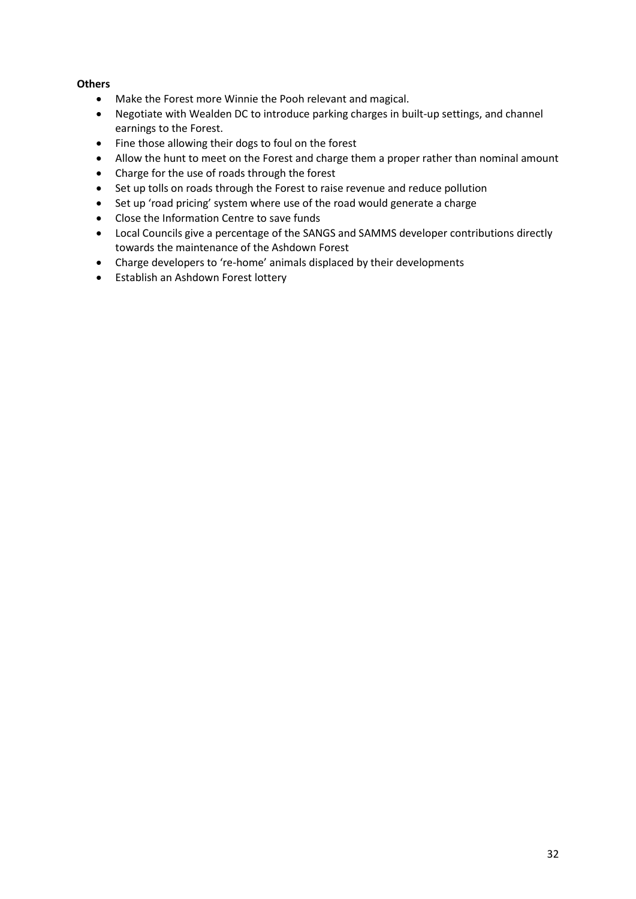**Others**

- Make the Forest more Winnie the Pooh relevant and magical.
- Negotiate with Wealden DC to introduce parking charges in built-up settings, and channel earnings to the Forest.
- Fine those allowing their dogs to foul on the forest
- Allow the hunt to meet on the Forest and charge them a proper rather than nominal amount
- Charge for the use of roads through the forest
- Set up tolls on roads through the Forest to raise revenue and reduce pollution
- Set up 'road pricing' system where use of the road would generate a charge
- Close the Information Centre to save funds
- Local Councils give a percentage of the SANGS and SAMMS developer contributions directly towards the maintenance of the Ashdown Forest
- Charge developers to 're-home' animals displaced by their developments
- Establish an Ashdown Forest lottery